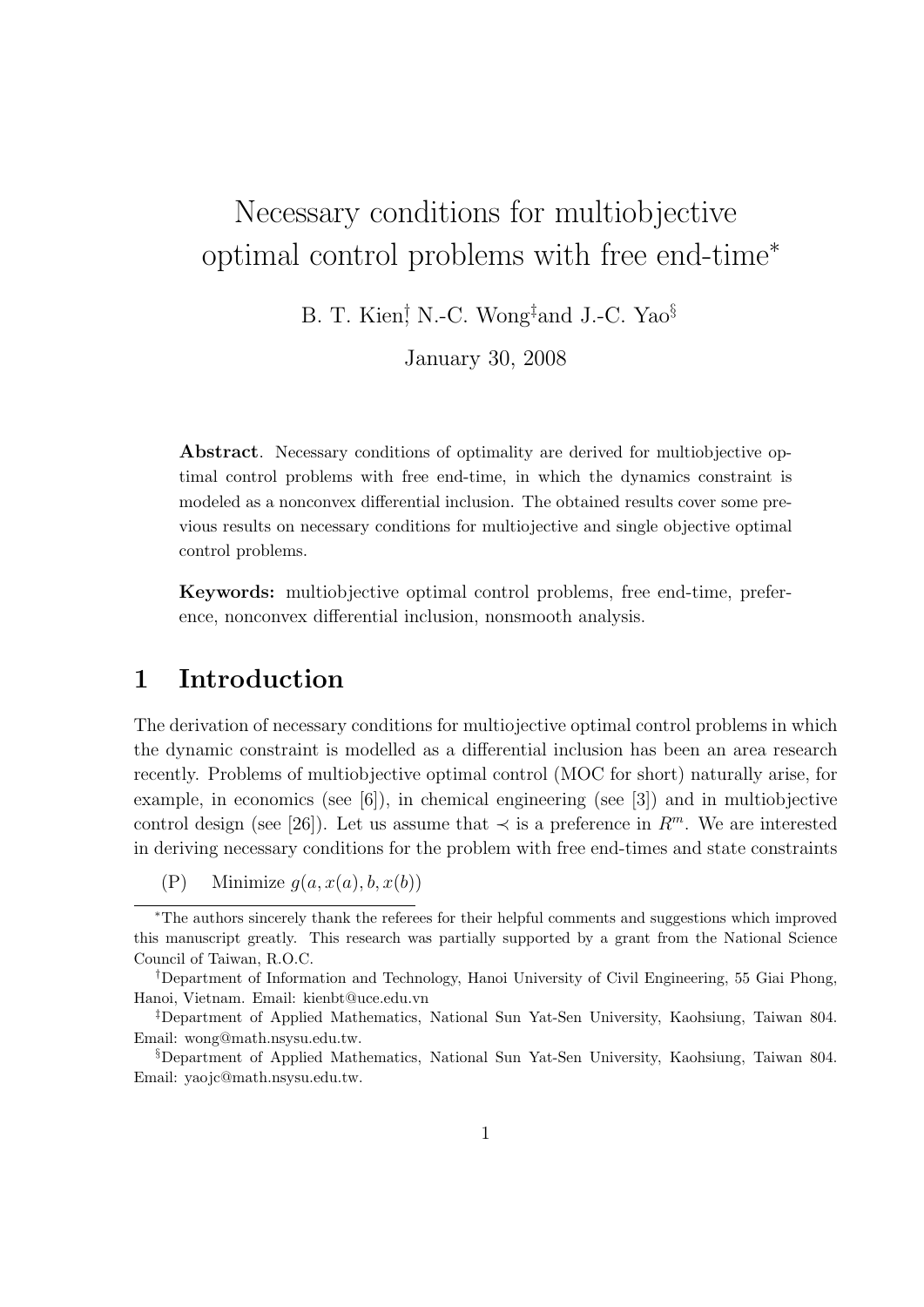# Necessary conditions for multiobjective optimal control problems with free end-time*

B. T. Kien[†], N.-C. Wong[‡] and J.-C. Yao[§]

January 30, 2008

**Abstract**. Necessary conditions of optimality are derived for multiobjective optimal control problems with free end-time, in which the dynamics constraint is modeled as a nonconvex differential inclusion. The obtained results cover some previous results on necessary conditions for multiojective and single objective optimal control problems.

**Keywords:** multiobjective optimal control problems, free end-time, preference, nonconvex differential inclusion, nonsmooth analysis.

## 1 Introduction

The derivation of necessary conditions for multiojective optimal control problems in which the dynamic constraint is modelled as a differential inclusion has been an area research recently. Problems of multiobjective optimal control (MOC for short) naturally arise, for example, in economics (see [6]), in chemical engineering (see [3]) and in multiobjective control design (see [26]). Let us assume that $\prec$ is a preference in $R^m$. We are interested in deriving necessary conditions for the problem with free end-times and state constraints

(P) Minimize $g(a, x(a), b, x(b))$

---

*The authors sincerely thank the referees for their helpful comments and suggestions which improved this manuscript greatly. This research was partially supported by a grant from the National Science Council of Taiwan, R.O.C.

†Department of Information and Technology, Hanoi University of Civil Engineering, 55 Giai Phong, Hanoi, Vietnam. Email: kienbt@uce.edu.vn

‡Department of Applied Mathematics, National Sun Yat-Sen University, Kaohsiung, Taiwan 804. Email: wong@math.nsysu.edu.tw.

§Department of Applied Mathematics, National Sun Yat-Sen University, Kaohsiung, Taiwan 804. Email: yaojc@math.nsysu.edu.tw.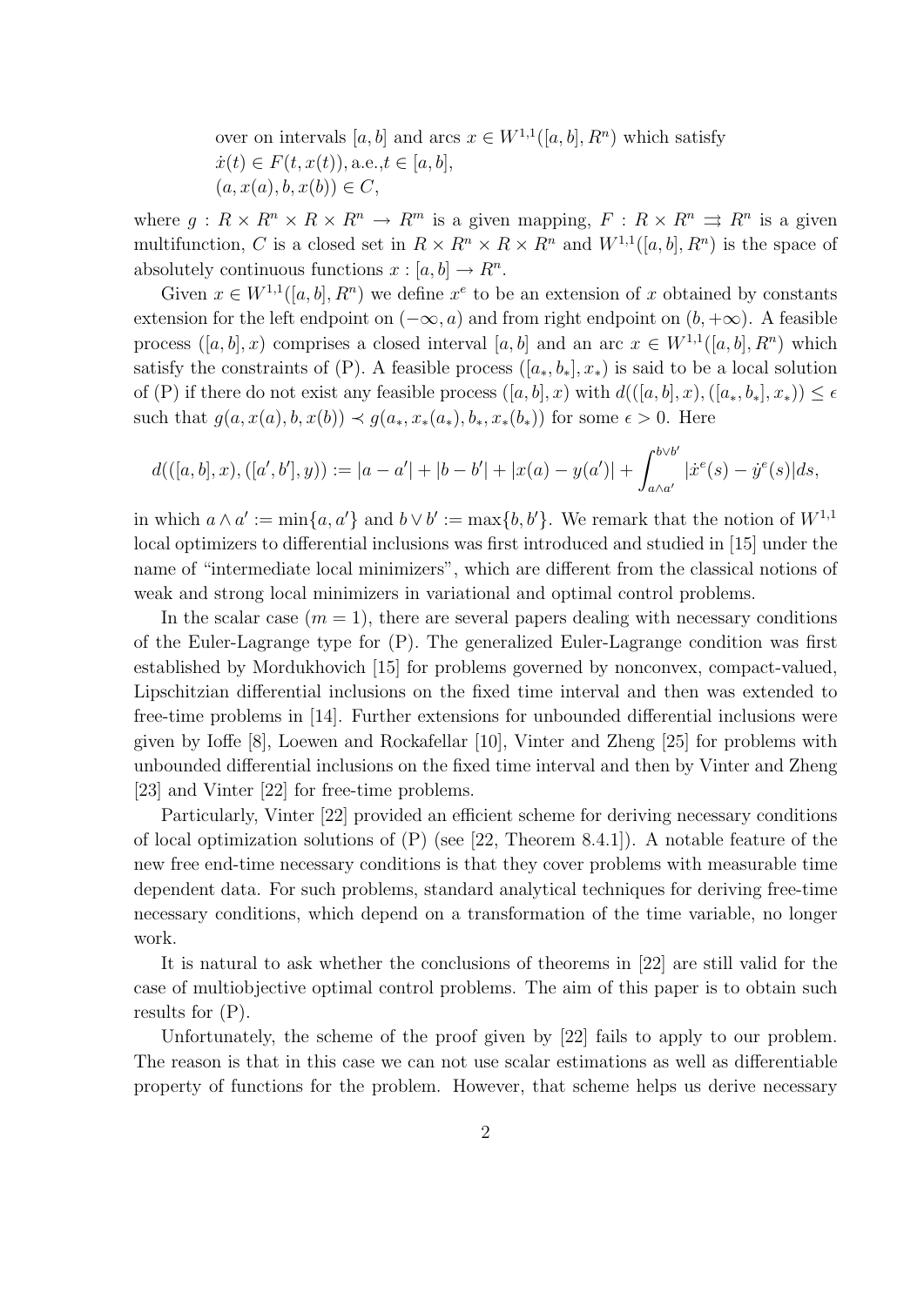over on intervals $[a, b]$ and arcs $x \in W^{1,1}([a, b], R^n)$ which satisfy
$\dot{x}(t) \in F(t, x(t))$, a.e.,$t \in [a, b]$,
$(a, x(a), b, x(b)) \in C$,

where $g : R \times R^n \times R \times R^n \to R^m$ is a given mapping, $F : R \times R^n \rightrightarrows R^n$ is a given multifunction, $C$ is a closed set in $R \times R^n \times R \times R^n$ and $W^{1,1}([a, b], R^n)$ is the space of absolutely continuous functions $x : [a, b] \to R^n$.

Given $x \in W^{1,1}([a, b], R^n)$ we define $x^e$ to be an extension of $x$ obtained by constants extension for the left endpoint on $(-\infty, a)$ and from right endpoint on $(b, +\infty)$. A feasible process $([a, b], x)$ comprises a closed interval $[a, b]$ and an arc $x \in W^{1,1}([a, b], R^n)$ which satisfy the constraints of (P). A feasible process $([a_*, b_*], x_*)$ is said to be a local solution of (P) if there do not exist any feasible process $([a, b], x)$ with $d(([a, b], x), ([a_*, b_*], x_*)) \leq \epsilon$ such that $g(a, x(a), b, x(b)) \prec g(a_*, x_*(a_*), b_*, x_*(b_*))$ for some $\epsilon > 0$. Here

$$d(([a, b], x), ([a', b'], y)) := |a - a'| + |b - b'| + |x(a) - y(a')| + \int_{a \wedge a'}^{b \vee b'} |\dot{x}^e(s) - \dot{y}^e(s)| ds,$$

in which $a \wedge a' := \min\{a, a'\}$ and $b \vee b' := \max\{b, b'\}$. We remark that the notion of $W^{1,1}$ local optimizers to differential inclusions was first introduced and studied in [15] under the name of "intermediate local minimizers", which are different from the classical notions of weak and strong local minimizers in variational and optimal control problems.

In the scalar case ($m = 1$), there are several papers dealing with necessary conditions of the Euler-Lagrange type for (P). The generalized Euler-Lagrange condition was first established by Mordukhovich [15] for problems governed by nonconvex, compact-valued, Lipschitzian differential inclusions on the fixed time interval and then was extended to free-time problems in [14]. Further extensions for unbounded differential inclusions were given by Ioffe [8], Loewen and Rockafellar [10], Vinter and Zheng [25] for problems with unbounded differential inclusions on the fixed time interval and then by Vinter and Zheng [23] and Vinter [22] for free-time problems.

Particularly, Vinter [22] provided an efficient scheme for deriving necessary conditions of local optimization solutions of (P) (see [22, Theorem 8.4.1]). A notable feature of the new free end-time necessary conditions is that they cover problems with measurable time dependent data. For such problems, standard analytical techniques for deriving free-time necessary conditions, which depend on a transformation of the time variable, no longer work.

It is natural to ask whether the conclusions of theorems in [22] are still valid for the case of multiobjective optimal control problems. The aim of this paper is to obtain such results for (P).

Unfortunately, the scheme of the proof given by [22] fails to apply to our problem. The reason is that in this case we can not use scalar estimations as well as differentiable property of functions for the problem. However, that scheme helps us derive necessary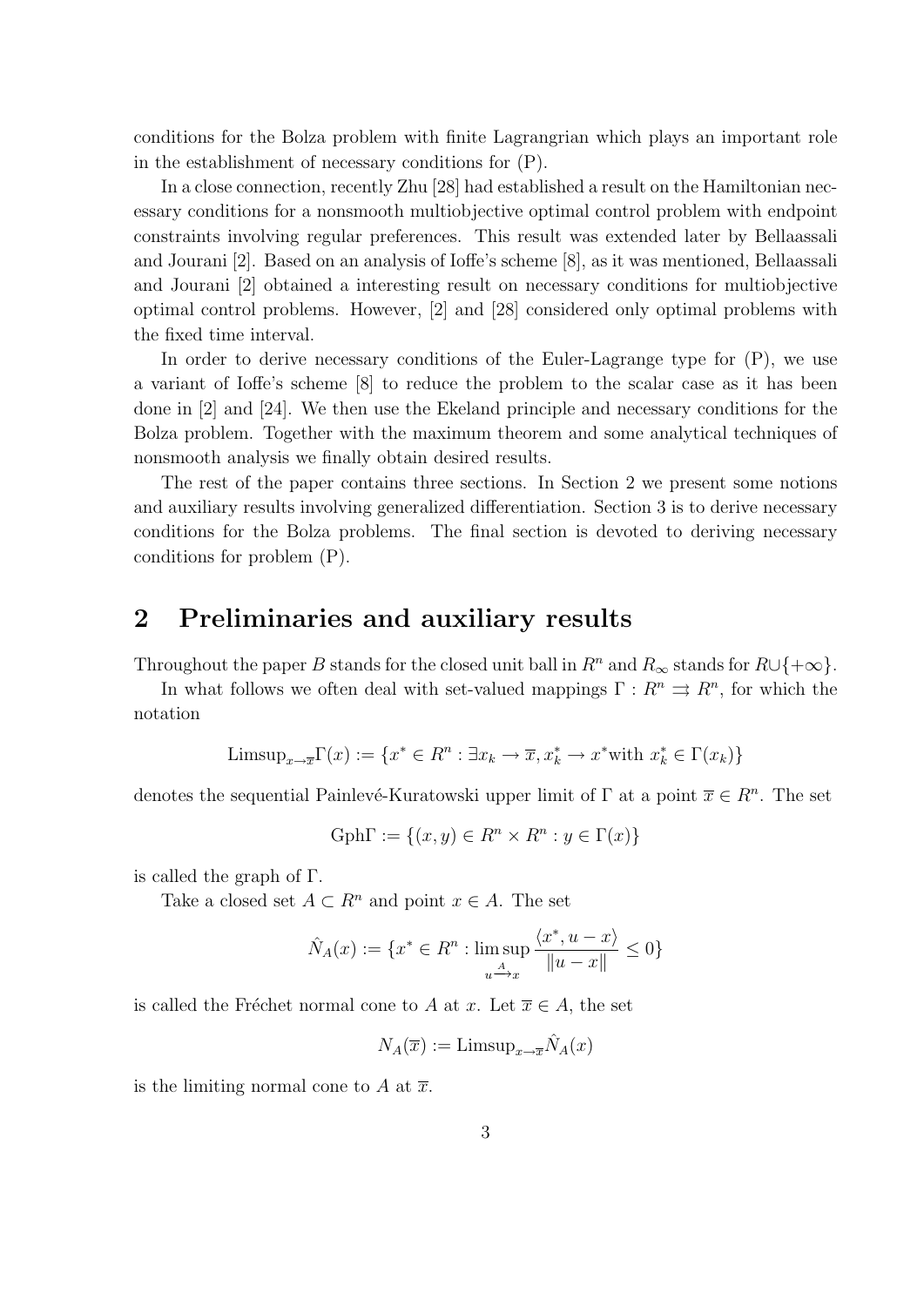conditions for the Bolza problem with finite Lagrangrian which plays an important role in the establishment of necessary conditions for (P).

In a close connection, recently Zhu [28] had established a result on the Hamiltonian necessary conditions for a nonsmooth multiobjective optimal control problem with endpoint constraints involving regular preferences. This result was extended later by Bellaassali and Jourani [2]. Based on an analysis of Ioffe's scheme [8], as it was mentioned, Bellaassali and Jourani [2] obtained a interesting result on necessary conditions for multiobjective optimal control problems. However, [2] and [28] considered only optimal problems with the fixed time interval.

In order to derive necessary conditions of the Euler-Lagrange type for (P), we use a variant of Ioffe's scheme [8] to reduce the problem to the scalar case as it has been done in [2] and [24]. We then use the Ekeland principle and necessary conditions for the Bolza problem. Together with the maximum theorem and some analytical techniques of nonsmooth analysis we finally obtain desired results.

The rest of the paper contains three sections. In Section 2 we present some notions and auxiliary results involving generalized differentiation. Section 3 is to derive necessary conditions for the Bolza problems. The final section is devoted to deriving necessary conditions for problem (P).

## 2 Preliminaries and auxiliary results

Throughout the paper $B$ stands for the closed unit ball in $R^n$ and $R_\infty$ stands for $R \cup \{+\infty\}$.

In what follows we often deal with set-valued mappings $\Gamma : R^n \rightrightarrows R^n$, for which the notation

$$\text{Limsup}_{x \to \overline{x}} \Gamma(x) := \{x^* \in R^n : \exists x_k \to \overline{x}, x_k^* \to x^* \text{with } x_k^* \in \Gamma(x_k)\}$$

denotes the sequential Painlevé-Kuratowski upper limit of $\Gamma$ at a point $\overline{x} \in R^n$. The set

$$\text{Gph}\Gamma := \{(x, y) \in R^n \times R^n : y \in \Gamma(x)\}$$

is called the graph of $\Gamma$.

Take a closed set $A \subset R^n$ and point $x \in A$. The set

$$\hat{N}_A(x) := \{x^* \in R^n : \limsup_{u \xrightarrow{A} x} \frac{\langle x^*, u - x \rangle}{\|u - x\|} \leq 0\}$$

is called the Fréchet normal cone to $A$ at $x$. Let $\overline{x} \in A$, the set

$$N_A(\overline{x}) := \text{Limsup}_{x \to \overline{x}} \hat{N}_A(x)$$

is the limiting normal cone to $A$ at $\overline{x}$.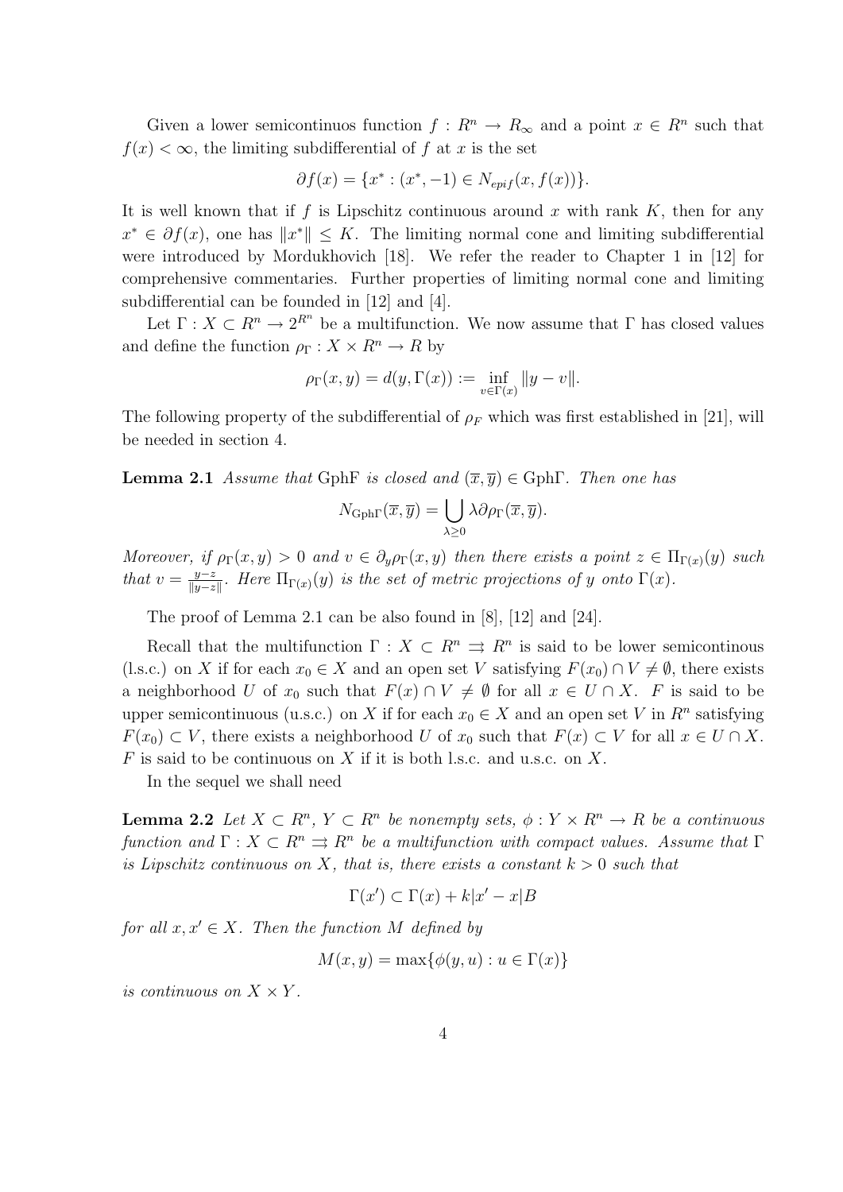Given a lower semicontinuos function $f : R^n \to R_\infty$ and a point $x \in R^n$ such that $f(x) < \infty$, the limiting subdifferential of $f$ at $x$ is the set

$$\partial f(x) = \{x^* : (x^*, -1) \in N_{epif}(x, f(x))\}.$$

It is well known that if $f$ is Lipschitz continuous around $x$ with rank $K$, then for any $x^* \in \partial f(x)$, one has $\|x^*\| \leq K$. The limiting normal cone and limiting subdifferential were introduced by Mordukhovich [18]. We refer the reader to Chapter 1 in [12] for comprehensive commentaries. Further properties of limiting normal cone and limiting subdifferential can be founded in [12] and [4].

Let $\Gamma : X \subset R^n \to 2^{R^n}$ be a multifunction. We now assume that $\Gamma$ has closed values and define the function $\rho_\Gamma : X \times R^n \to R$ by

$$\rho_\Gamma(x, y) = d(y, \Gamma(x)) := \inf_{v \in \Gamma(x)} \|y - v\|.$$

The following property of the subdifferential of $\rho_F$ which was first established in [21], will be needed in section 4.

**Lemma 2.1** *Assume that* Gph$F$ *is closed and* $(\overline{x}, \overline{y}) \in \mathrm{Gph}\Gamma$. *Then one has*

$$N_{\mathrm{Gph}\Gamma}(\overline{x}, \overline{y}) = \bigcup_{\lambda \geq 0} \lambda \partial \rho_\Gamma(\overline{x}, \overline{y}).$$

*Moreover, if* $\rho_\Gamma(x, y) > 0$ *and* $v \in \partial_y \rho_\Gamma(x, y)$ *then there exists a point* $z \in \Pi_{\Gamma(x)}(y)$ *such that* $v = \frac{y - z}{\|y - z\|}$. *Here* $\Pi_{\Gamma(x)}(y)$ *is the set of metric projections of* $y$ *onto* $\Gamma(x)$.

The proof of Lemma 2.1 can be also found in [8], [12] and [24].

Recall that the multifunction $\Gamma : X \subset R^n \rightrightarrows R^n$ is said to be lower semicontinous (l.s.c.) on $X$ if for each $x_0 \in X$ and an open set $V$ satisfying $F(x_0) \cap V \neq \emptyset$, there exists a neighborhood $U$ of $x_0$ such that $F(x) \cap V \neq \emptyset$ for all $x \in U \cap X$. $F$ is said to be upper semicontinuous (u.s.c.) on $X$ if for each $x_0 \in X$ and an open set $V$ in $R^n$ satisfying $F(x_0) \subset V$, there exists a neighborhood $U$ of $x_0$ such that $F(x) \subset V$ for all $x \in U \cap X$. $F$ is said to be continuous on $X$ if it is both l.s.c. and u.s.c. on $X$.

In the sequel we shall need

**Lemma 2.2** *Let* $X \subset R^n$, $Y \subset R^n$ *be nonempty sets,* $\phi : Y \times R^n \to R$ *be a continuous function and* $\Gamma : X \subset R^n \rightrightarrows R^n$ *be a multifunction with compact values. Assume that* $\Gamma$ *is Lipschitz continuous on* $X$, *that is, there exists a constant* $k > 0$ *such that*

$$\Gamma(x') \subset \Gamma(x) + k|x' - x|B$$

*for all* $x, x' \in X$. *Then the function* $M$ *defined by*

$$M(x, y) = \max\{\phi(y, u) : u \in \Gamma(x)\}$$

*is continuous on* $X \times Y$.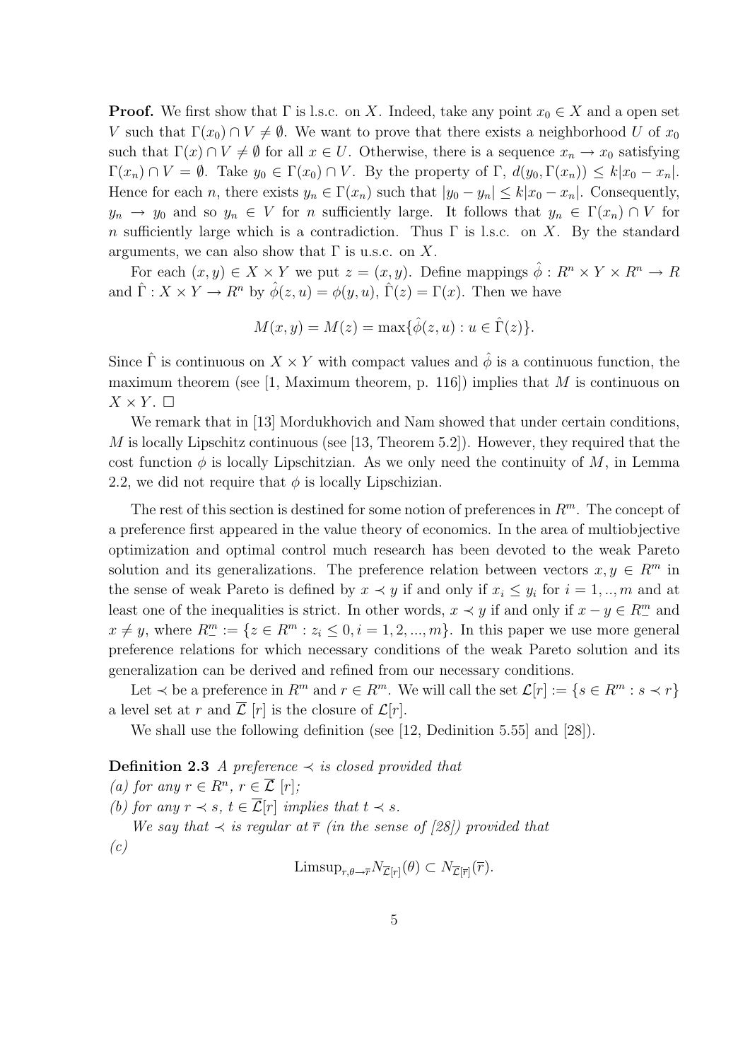**Proof.** We first show that $\Gamma$ is l.s.c. on $X$. Indeed, take any point $x_0 \in X$ and a open set $V$ such that $\Gamma(x_0) \cap V \neq \emptyset$. We want to prove that there exists a neighborhood $U$ of $x_0$ such that $\Gamma(x) \cap V \neq \emptyset$ for all $x \in U$. Otherwise, there is a sequence $x_n \to x_0$ satisfying $\Gamma(x_n) \cap V = \emptyset$. Take $y_0 \in \Gamma(x_0) \cap V$. By the property of $\Gamma$, $d(y_0, \Gamma(x_n)) \leq k|x_0 - x_n|$. Hence for each $n$, there exists $y_n \in \Gamma(x_n)$ such that $|y_0 - y_n| \leq k|x_0 - x_n|$. Consequently, $y_n \to y_0$ and so $y_n \in V$ for $n$ sufficiently large. It follows that $y_n \in \Gamma(x_n) \cap V$ for $n$ sufficiently large which is a contradiction. Thus $\Gamma$ is l.s.c. on $X$. By the standard arguments, we can also show that $\Gamma$ is u.s.c. on $X$.

For each $(x, y) \in X \times Y$ we put $z = (x, y)$. Define mappings $\hat{\phi} : R^n \times Y \times R^n \to R$ and $\hat{\Gamma} : X \times Y \to R^n$ by $\hat{\phi}(z, u) = \phi(y, u)$, $\hat{\Gamma}(z) = \Gamma(x)$. Then we have

$$M(x, y) = M(z) = \max\{\hat{\phi}(z, u) : u \in \hat{\Gamma}(z)\}.$$

Since $\hat{\Gamma}$ is continuous on $X \times Y$ with compact values and $\hat{\phi}$ is a continuous function, the maximum theorem (see [1, Maximum theorem, p. 116]) implies that $M$ is continuous on $X \times Y$. $\square$

We remark that in [13] Mordukhovich and Nam showed that under certain conditions, $M$ is locally Lipschitz continuous (see [13, Theorem 5.2]). However, they required that the cost function $\phi$ is locally Lipschitzian. As we only need the continuity of $M$, in Lemma 2.2, we did not require that $\phi$ is locally Lipschizian.

The rest of this section is destined for some notion of preferences in $R^m$. The concept of a preference first appeared in the value theory of economics. In the area of multiobjective optimization and optimal control much research has been devoted to the weak Pareto solution and its generalizations. The preference relation between vectors $x, y \in R^m$ in the sense of weak Pareto is defined by $x \prec y$ if and only if $x_i \leq y_i$ for $i = 1, .., m$ and at least one of the inequalities is strict. In other words, $x \prec y$ if and only if $x - y \in R^m_-$ and $x \neq y$, where $R^m_- := \{z \in R^m : z_i \leq 0, i = 1, 2, ..., m\}$. In this paper we use more general preference relations for which necessary conditions of the weak Pareto solution and its generalization can be derived and refined from our necessary conditions.

Let $\prec$ be a preference in $R^m$ and $r \in R^m$. We will call the set $\mathcal{L}[r] := \{s \in R^m : s \prec r\}$ a level set at $r$ and $\overline{\mathcal{L}}\,[r]$ is the closure of $\mathcal{L}[r]$.

We shall use the following definition (see [12, Dedinition 5.55] and [28]).

**Definition 2.3** *A preference $\prec$ is closed provided that*
*(a) for any $r \in R^n$, $r \in \overline{\mathcal{L}}\,[r]$;*
*(b) for any $r \prec s$, $t \in \overline{\mathcal{L}}[r]$ implies that $t \prec s$.*

*We say that $\prec$ is regular at $\overline{r}$ (in the sense of [28]) provided that*
*(c)*

$$\text{Limsup}_{r,\theta \to \overline{r}} N_{\overline{\mathcal{L}}[r]}(\theta) \subset N_{\overline{\mathcal{L}}[\overline{r}]}(\overline{r}).$$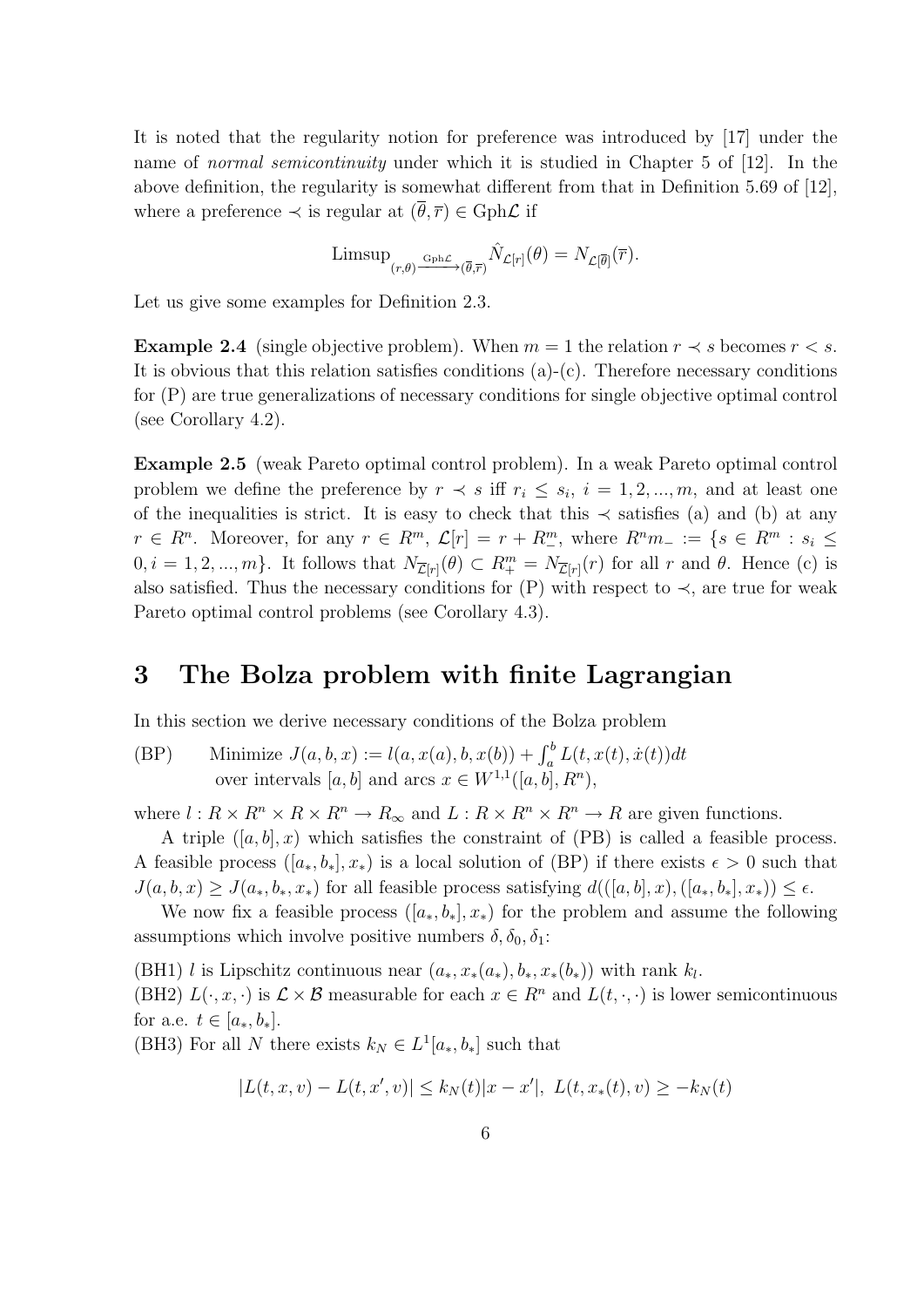It is noted that the regularity notion for preference was introduced by [17] under the name of *normal semicontinuity* under which it is studied in Chapter 5 of [12]. In the above definition, the regularity is somewhat different from that in Definition 5.69 of [12], where a preference $\prec$ is regular at $(\overline{\theta}, \overline{r}) \in \text{Gph}\mathcal{L}$ if

$$\operatorname{Limsup}_{(r,\theta)\xrightarrow{\text{Gph}\mathcal{L}}(\overline{\theta},\overline{r})} \hat{N}_{\mathcal{L}[r]}(\theta) = N_{\mathcal{L}[\overline{\theta}]}(\overline{r}).$$

Let us give some examples for Definition 2.3.

**Example 2.4** (single objective problem). When $m = 1$ the relation $r \prec s$ becomes $r < s$. It is obvious that this relation satisfies conditions (a)-(c). Therefore necessary conditions for (P) are true generalizations of necessary conditions for single objective optimal control (see Corollary 4.2).

**Example 2.5** (weak Pareto optimal control problem). In a weak Pareto optimal control problem we define the preference by $r \prec s$ iff $r_i \leq s_i$, $i = 1, 2, ..., m$, and at least one of the inequalities is strict. It is easy to check that this $\prec$ satisfies (a) and (b) at any $r \in R^n$. Moreover, for any $r \in R^m$, $\mathcal{L}[r] = r + R^m_-$, where $R^n m_- := \{s \in R^m : s_i \leq 0, i = 1, 2, ..., m\}$. It follows that $N_{\overline{\mathcal{L}}[r]}(\theta) \subset R^m_+ = N_{\overline{\mathcal{L}}[r]}(r)$ for all $r$ and $\theta$. Hence (c) is also satisfied. Thus the necessary conditions for (P) with respect to $\prec$, are true for weak Pareto optimal control problems (see Corollary 4.3).

# 3 The Bolza problem with finite Lagrangian

In this section we derive necessary conditions of the Bolza problem

(BP) Minimize $J(a, b, x) := l(a, x(a), b, x(b)) + \int_a^b L(t, x(t), \dot{x}(t))dt$
over intervals $[a, b]$ and arcs $x \in W^{1,1}([a, b], R^n)$,

where $l : R \times R^n \times R \times R^n \to R_\infty$ and $L : R \times R^n \times R^n \to R$ are given functions.

A triple $([a, b], x)$ which satisfies the constraint of (PB) is called a feasible process. A feasible process $([a_*, b_*], x_*)$ is a local solution of (BP) if there exists $\epsilon > 0$ such that $J(a, b, x) \geq J(a_*, b_*, x_*)$ for all feasible process satisfying $d(([a, b], x), ([a_*, b_*], x_*)) \leq \epsilon$.

We now fix a feasible process $([a_*, b_*], x_*)$ for the problem and assume the following assumptions which involve positive numbers $\delta, \delta_0, \delta_1$:

(BH1) $l$ is Lipschitz continuous near $(a_*, x_*(a_*), b_*, x_*(b_*))$ with rank $k_l$.
(BH2) $L(\cdot, x, \cdot)$ is $\mathcal{L} \times \mathcal{B}$ measurable for each $x \in R^n$ and $L(t, \cdot, \cdot)$ is lower semicontinuous for a.e. $t \in [a_*, b_*]$.
(BH3) For all $N$ there exists $k_N \in L^1[a_*, b_*]$ such that

$$|L(t, x, v) - L(t, x', v)| \leq k_N(t)|x - x'|, \; L(t, x_*(t), v) \geq -k_N(t)$$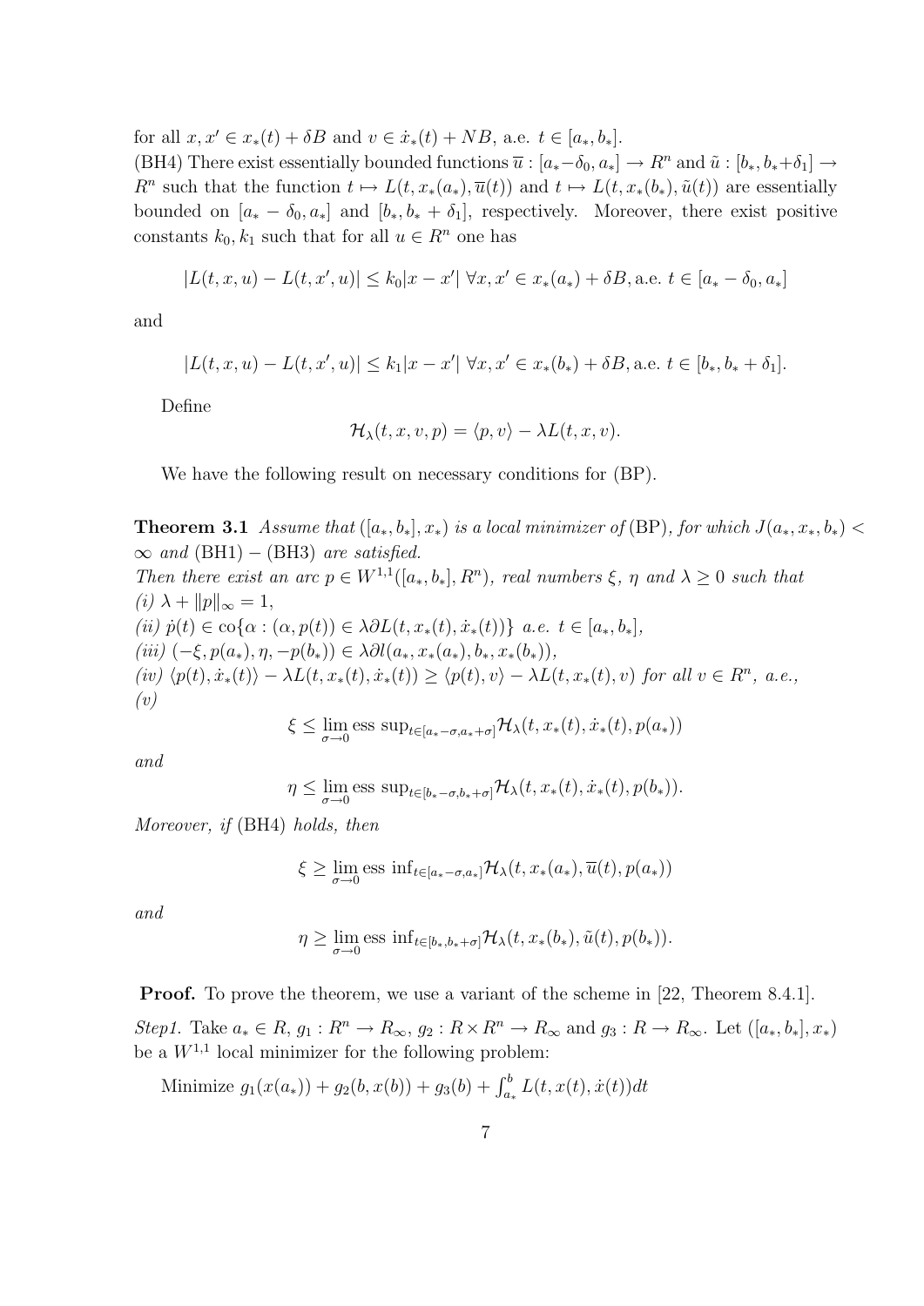for all $x, x' \in x_*(t) + \delta B$ and $v \in \dot{x}_*(t) + NB$, a.e. $t \in [a_*, b_*]$.

(BH4) There exist essentially bounded functions $\overline{u} : [a_* - \delta_0, a_*] \to R^n$ and $\tilde{u} : [b_*, b_* + \delta_1] \to R^n$ such that the function $t \mapsto L(t, x_*(a_*), \overline{u}(t))$ and $t \mapsto L(t, x_*(b_*), \tilde{u}(t))$ are essentially bounded on $[a_* - \delta_0, a_*]$ and $[b_*, b_* + \delta_1]$, respectively. Moreover, there exist positive constants $k_0, k_1$ such that for all $u \in R^n$ one has

$$|L(t, x, u) - L(t, x', u)| \leq k_0 |x - x'| \ \forall x, x' \in x_*(a_*) + \delta B, \text{a.e. } t \in [a_* - \delta_0, a_*]$$

and

$$|L(t, x, u) - L(t, x', u)| \leq k_1 |x - x'| \ \forall x, x' \in x_*(b_*) + \delta B, \text{a.e. } t \in [b_*, b_* + \delta_1].$$

Define

$$\mathcal{H}_\lambda(t, x, v, p) = \langle p, v \rangle - \lambda L(t, x, v).$$

We have the following result on necessary conditions for (BP).

**Theorem 3.1** *Assume that* $([a_*, b_*], x_*)$ *is a local minimizer of* (BP)*, for which* $J(a_*, x_*, b_*) < \infty$ *and* (BH1) $-$ (BH3) *are satisfied.*
*Then there exist an arc* $p \in W^{1,1}([a_*, b_*], R^n)$*, real numbers* $\xi$*,* $\eta$ *and* $\lambda \geq 0$ *such that*
*(i)* $\lambda + \|p\|_\infty = 1$,
*(ii)* $\dot{p}(t) \in \operatorname{co}\{\alpha : (\alpha, p(t)) \in \lambda \partial L(t, x_*(t), \dot{x}_*(t))\}$ *a.e.* $t \in [a_*, b_*]$,
*(iii)* $(-\xi, p(a_*), \eta, -p(b_*)) \in \lambda \partial l(a_*, x_*(a_*), b_*, x_*(b_*))$,
*(iv)* $\langle p(t), \dot{x}_*(t) \rangle - \lambda L(t, x_*(t), \dot{x}_*(t)) \geq \langle p(t), v \rangle - \lambda L(t, x_*(t), v)$ *for all* $v \in R^n$*, a.e.,*
*(v)*

$$\xi \leq \lim_{\sigma \to 0} \operatorname{ess\,sup}_{t \in [a_* - \sigma, a_* + \sigma]} \mathcal{H}_\lambda(t, x_*(t), \dot{x}_*(t), p(a_*))$$

*and*

$$\eta \leq \lim_{\sigma \to 0} \operatorname{ess\,sup}_{t \in [b_* - \sigma, b_* + \sigma]} \mathcal{H}_\lambda(t, x_*(t), \dot{x}_*(t), p(b_*)).$$

*Moreover, if* (BH4) *holds, then*

$$\xi \geq \lim_{\sigma \to 0} \operatorname{ess\,inf}_{t \in [a_* - \sigma, a_*]} \mathcal{H}_\lambda(t, x_*(a_*), \overline{u}(t), p(a_*))$$

*and*

$$\eta \geq \lim_{\sigma \to 0} \operatorname{ess\,inf}_{t \in [b_*, b_* + \sigma]} \mathcal{H}_\lambda(t, x_*(b_*), \tilde{u}(t), p(b_*)).$$

**Proof.** To prove the theorem, we use a variant of the scheme in [22, Theorem 8.4.1].

*Step1.* Take $a_* \in R$, $g_1 : R^n \to R_\infty$, $g_2 : R \times R^n \to R_\infty$ and $g_3 : R \to R_\infty$. Let $([a_*, b_*], x_*)$ be a $W^{1,1}$ local minimizer for the following problem:

Minimize $g_1(x(a_*)) + g_2(b, x(b)) + g_3(b) + \int_{a_*}^{b} L(t, x(t), \dot{x}(t)) dt$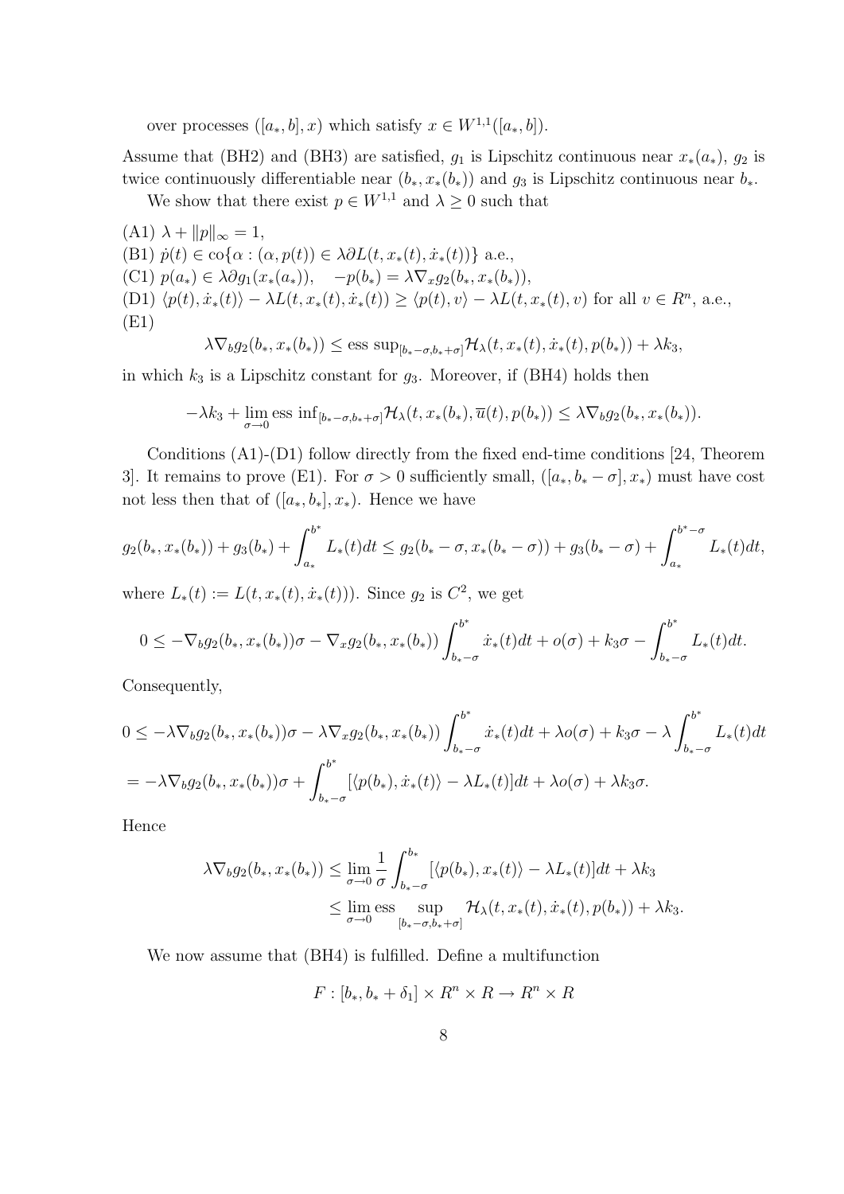over processes $([a_*, b], x)$ which satisfy $x \in W^{1,1}([a_*, b])$.

Assume that (BH2) and (BH3) are satisfied, $g_1$ is Lipschitz continuous near $x_*(a_*)$, $g_2$ is twice continuously differentiable near $(b_*, x_*(b_*))$ and $g_3$ is Lipschitz continuous near $b_*$.

We show that there exist $p \in W^{1,1}$ and $\lambda \geq 0$ such that

(A1) $\lambda + \|p\|_\infty = 1$,
(B1) $\dot{p}(t) \in \text{co}\{\alpha : (\alpha, p(t)) \in \lambda \partial L(t, x_*(t), \dot{x}_*(t))\}$ a.e.,
(C1) $p(a_*) \in \lambda \partial g_1(x_*(a_*)), \quad -p(b_*) = \lambda \nabla_x g_2(b_*, x_*(b_*))$,
(D1) $\langle p(t), \dot{x}_*(t)\rangle - \lambda L(t, x_*(t), \dot{x}_*(t)) \geq \langle p(t), v\rangle - \lambda L(t, x_*(t), v)$ for all $v \in R^n$, a.e.,
(E1)

$$\lambda \nabla_b g_2(b_*, x_*(b_*)) \leq \text{ess sup}_{[b_*-\sigma, b_*+\sigma]} \mathcal{H}_\lambda(t, x_*(t), \dot{x}_*(t), p(b_*)) + \lambda k_3,$$

in which $k_3$ is a Lipschitz constant for $g_3$. Moreover, if (BH4) holds then

$$-\lambda k_3 + \lim_{\sigma \to 0} \text{ess inf}_{[b_*-\sigma, b_*+\sigma]} \mathcal{H}_\lambda(t, x_*(b_*), \overline{u}(t), p(b_*)) \leq \lambda \nabla_b g_2(b_*, x_*(b_*)).$$

Conditions (A1)-(D1) follow directly from the fixed end-time conditions [24, Theorem 3]. It remains to prove (E1). For $\sigma > 0$ sufficiently small, $([a_*, b_* - \sigma], x_*)$ must have cost not less then that of $([a_*, b_*], x_*)$. Hence we have

$$g_2(b_*, x_*(b_*)) + g_3(b_*) + \int_{a_*}^{b^*} L_*(t)dt \leq g_2(b_* - \sigma, x_*(b_* - \sigma)) + g_3(b_* - \sigma) + \int_{a_*}^{b^* - \sigma} L_*(t)dt,$$

where $L_*(t) := L(t, x_*(t), \dot{x}_*(t)))$. Since $g_2$ is $C^2$, we get

$$0 \leq -\nabla_b g_2(b_*, x_*(b_*))\sigma - \nabla_x g_2(b_*, x_*(b_*)) \int_{b_*-\sigma}^{b^*} \dot{x}_*(t)dt + o(\sigma) + k_3\sigma - \int_{b_*-\sigma}^{b^*} L_*(t)dt.$$

Consequently,

$$\begin{aligned}
0 &\leq -\lambda \nabla_b g_2(b_*, x_*(b_*))\sigma - \lambda \nabla_x g_2(b_*, x_*(b_*)) \int_{b_*-\sigma}^{b^*} \dot{x}_*(t)dt + \lambda o(\sigma) + k_3\sigma - \lambda \int_{b_*-\sigma}^{b^*} L_*(t)dt \\
&= -\lambda \nabla_b g_2(b_*, x_*(b_*))\sigma + \int_{b_*-\sigma}^{b^*} [\langle p(b_*), \dot{x}_*(t)\rangle - \lambda L_*(t)]dt + \lambda o(\sigma) + \lambda k_3 \sigma.
\end{aligned}$$

Hence

$$\begin{aligned}
\lambda \nabla_b g_2(b_*, x_*(b_*)) &\leq \lim_{\sigma \to 0} \frac{1}{\sigma} \int_{b_*-\sigma}^{b_*} [\langle p(b_*), x_*(t)\rangle - \lambda L_*(t)]dt + \lambda k_3 \\
&\leq \lim_{\sigma \to 0} \text{ess} \sup_{[b_*-\sigma, b_*+\sigma]} \mathcal{H}_\lambda(t, x_*(t), \dot{x}_*(t), p(b_*)) + \lambda k_3.
\end{aligned}$$

We now assume that (BH4) is fulfilled. Define a multifunction

$$F : [b_*, b_* + \delta_1] \times R^n \times R \to R^n \times R$$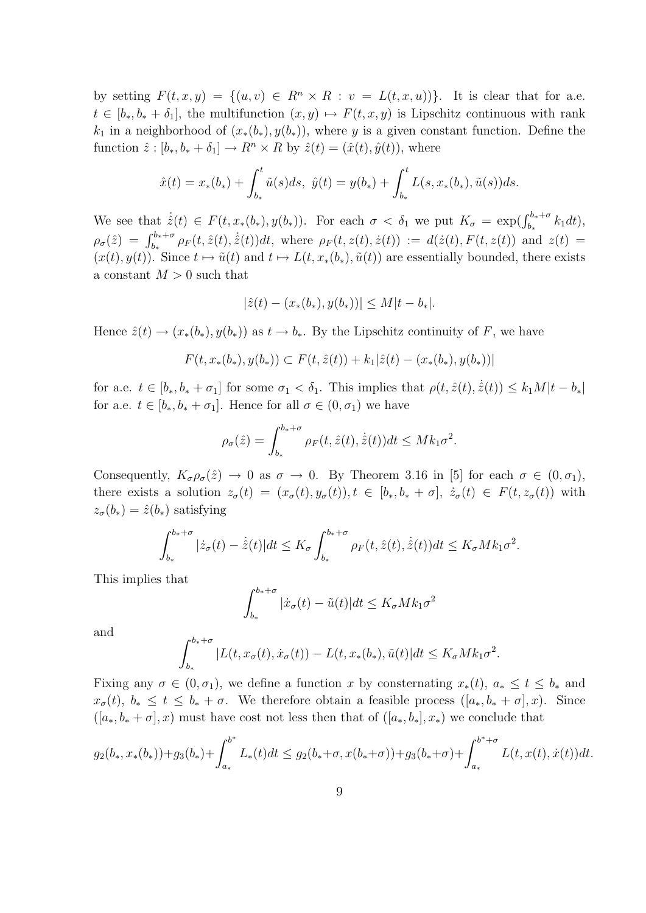by setting $F(t,x,y) = \{(u,v) \in R^n \times R : v = L(t,x,u))\}$. It is clear that for a.e. $t \in [b_*, b_* + \delta_1]$, the multifunction $(x,y) \mapsto F(t,x,y)$ is Lipschitz continuous with rank $k_1$ in a neighborhood of $(x_*(b_*), y(b_*))$, where $y$ is a given constant function. Define the function $\hat{z} : [b_*, b_* + \delta_1] \to R^n \times R$ by $\hat{z}(t) = (\hat{x}(t), \hat{y}(t))$, where

$$\hat{x}(t) = x_*(b_*) + \int_{b_*}^{t} \tilde{u}(s)ds, \ \hat{y}(t) = y(b_*) + \int_{b_*}^{t} L(s, x_*(b_*), \tilde{u}(s))ds.$$

We see that $\dot{\hat{z}}(t) \in F(t, x_*(b_*), y(b_*))$. For each $\sigma < \delta_1$ we put $K_\sigma = \exp(\int_{b_*}^{b_*+\sigma} k_1 dt)$, $\rho_\sigma(\hat{z}) = \int_{b_*}^{b_*+\sigma} \rho_F(t, \hat{z}(t), \dot{\hat{z}}(t))dt$, where $\rho_F(t, z(t), \dot{z}(t)) := d(\dot{z}(t), F(t, z(t))$ and $z(t) = (x(t), y(t))$. Since $t \mapsto \tilde{u}(t)$ and $t \mapsto L(t, x_*(b_*), \tilde{u}(t))$ are essentially bounded, there exists a constant $M > 0$ such that

$$|\hat{z}(t) - (x_*(b_*), y(b_*))| \le M|t - b_*|.$$

Hence $\hat{z}(t) \to (x_*(b_*), y(b_*))$ as $t \to b_*$. By the Lipschitz continuity of $F$, we have

$$F(t, x_*(b_*), y(b_*)) \subset F(t, \hat{z}(t)) + k_1|\hat{z}(t) - (x_*(b_*), y(b_*))|$$

for a.e. $t \in [b_*, b_* + \sigma_1]$ for some $\sigma_1 < \delta_1$. This implies that $\rho(t, \hat{z}(t), \dot{\hat{z}}(t)) \le k_1 M|t - b_*|$ for a.e. $t \in [b_*, b_* + \sigma_1]$. Hence for all $\sigma \in (0, \sigma_1)$ we have

$$\rho_\sigma(\hat{z}) = \int_{b_*}^{b_*+\sigma} \rho_F(t, \hat{z}(t), \dot{\hat{z}}(t))dt \le Mk_1\sigma^2.$$

Consequently, $K_\sigma \rho_\sigma(\hat{z}) \to 0$ as $\sigma \to 0$. By Theorem 3.16 in [5] for each $\sigma \in (0, \sigma_1)$, there exists a solution $z_\sigma(t) = (x_\sigma(t), y_\sigma(t)), t \in [b_*, b_* + \sigma]$, $\dot{z}_\sigma(t) \in F(t, z_\sigma(t))$ with $z_\sigma(b_*) = \hat{z}(b_*)$ satisfying

$$\int_{b_*}^{b_*+\sigma} |\dot{z}_\sigma(t) - \dot{\hat{z}}(t)|dt \le K_\sigma \int_{b_*}^{b_*+\sigma} \rho_F(t, \hat{z}(t), \dot{\hat{z}}(t))dt \le K_\sigma Mk_1\sigma^2.$$

This implies that

$$\int_{b_*}^{b_*+\sigma} |\dot{x}_\sigma(t) - \tilde{u}(t)|dt \le K_\sigma Mk_1\sigma^2$$

and

$$\int_{b_*}^{b_*+\sigma} |L(t, x_\sigma(t), \dot{x}_\sigma(t)) - L(t, x_*(b_*), \tilde{u}(t)|dt \le K_\sigma Mk_1\sigma^2.$$

Fixing any $\sigma \in (0, \sigma_1)$, we define a function $x$ by consternating $x_*(t)$, $a_* \le t \le b_*$ and $x_\sigma(t)$, $b_* \le t \le b_* + \sigma$. We therefore obtain a feasible process $([a_*, b_* + \sigma], x)$. Since $([a_*, b_* + \sigma], x)$ must have cost not less then that of $([a_*, b_*], x_*)$ we conclude that

$$g_2(b_*, x_*(b_*)) + g_3(b_*) + \int_{a_*}^{b^*} L_*(t)dt \le g_2(b_* + \sigma, x(b_* + \sigma)) + g_3(b_* + \sigma) + \int_{a_*}^{b^* + \sigma} L(t, x(t), \dot{x}(t))dt.$$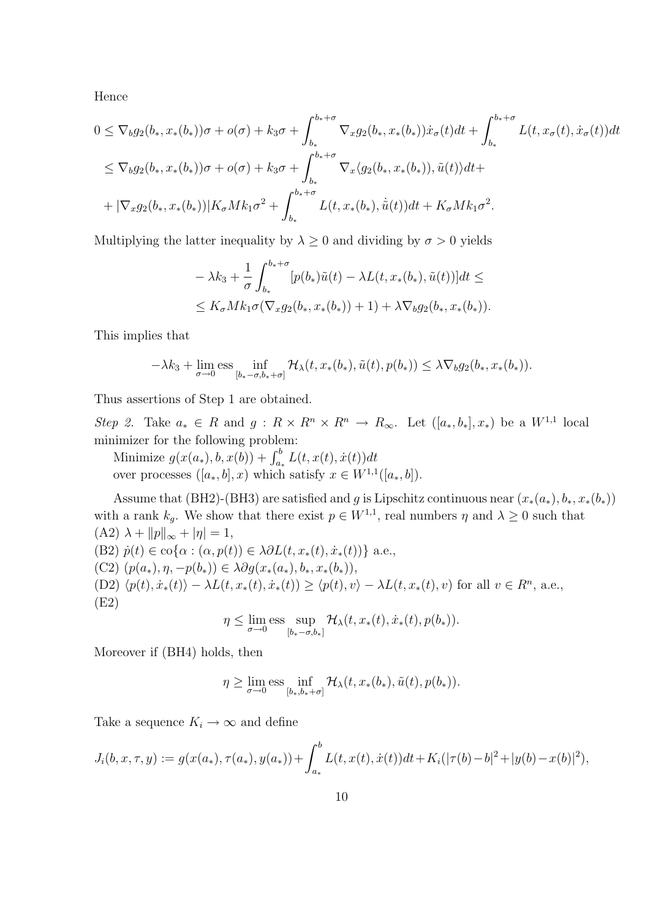Hence

$$
\begin{aligned}
0 &\leq \nabla_b g_2(b_*, x_*(b_*))\sigma + o(\sigma) + k_3\sigma + \int_{b_*}^{b_*+\sigma} \nabla_x g_2(b_*, x_*(b_*))\dot{x}_\sigma(t)dt + \int_{b_*}^{b_*+\sigma} L(t, x_\sigma(t), \dot{x}_\sigma(t))dt \\
&\leq \nabla_b g_2(b_*, x_*(b_*))\sigma + o(\sigma) + k_3\sigma + \int_{b_*}^{b_*+\sigma} \nabla_x \langle g_2(b_*, x_*(b_*)), \tilde{u}(t)\rangle dt + \\
&+ |\nabla_x g_2(b_*, x_*(b_*))| K_\sigma M k_1 \sigma^2 + \int_{b_*}^{b_*+\sigma} L(t, x_*(b_*), \dot{\tilde{u}}(t))dt + K_\sigma M k_1 \sigma^2.
\end{aligned}
$$

Multiplying the latter inequality by $\lambda \geq 0$ and dividing by $\sigma > 0$ yields

$$
\begin{aligned}
&-\lambda k_3 + \frac{1}{\sigma}\int_{b_*}^{b_*+\sigma} [p(b_*)\tilde{u}(t) - \lambda L(t, x_*(b_*), \tilde{u}(t))]dt \leq \\
&\leq K_\sigma M k_1 \sigma (\nabla_x g_2(b_*, x_*(b_*)) + 1) + \lambda \nabla_b g_2(b_*, x_*(b_*)).
\end{aligned}
$$

This implies that

$$
-\lambda k_3 + \lim_{\sigma \to 0} \operatorname{ess} \inf_{[b_*-\sigma, b_*+\sigma]} \mathcal{H}_\lambda(t, x_*(b_*), \tilde{u}(t), p(b_*)) \leq \lambda \nabla_b g_2(b_*, x_*(b_*)).
$$

Thus assertions of Step 1 are obtained.

*Step 2.* Take $a_* \in R$ and $g : R \times R^n \times R^n \to R_\infty$. Let $([a_*, b_*], x_*)$ be a $W^{1,1}$ local minimizer for the following problem:

Minimize $g(x(a_*), b, x(b)) + \int_{a_*}^{b} L(t, x(t), \dot{x}(t))dt$

over processes $([a_*, b], x)$ which satisfy $x \in W^{1,1}([a_*, b])$.

Assume that (BH2)-(BH3) are satisfied and $g$ is Lipschitz continuous near $(x_*(a_*), b_*, x_*(b_*))$ with a rank $k_g$. We show that there exist $p \in W^{1,1}$, real numbers $\eta$ and $\lambda \geq 0$ such that

(A2) $\lambda + \|p\|_\infty + |\eta| = 1$,

(B2) $\dot{p}(t) \in \operatorname{co}\{\alpha : (\alpha, p(t)) \in \lambda \partial L(t, x_*(t), \dot{x}_*(t))\}$ a.e.,

(C2) $(p(a_*), \eta, -p(b_*)) \in \lambda \partial g(x_*(a_*), b_*, x_*(b_*))$,

(D2) $\langle p(t), \dot{x}_*(t)\rangle - \lambda L(t, x_*(t), \dot{x}_*(t)) \geq \langle p(t), v\rangle - \lambda L(t, x_*(t), v)$ for all $v \in R^n$, a.e.,

(E2)

$$
\eta \leq \lim_{\sigma \to 0} \operatorname{ess} \sup_{[b_*-\sigma, b_*]} \mathcal{H}_\lambda(t, x_*(t), \dot{x}_*(t), p(b_*)).
$$

Moreover if (BH4) holds, then

$$
\eta \geq \lim_{\sigma \to 0} \operatorname{ess} \inf_{[b_*, b_*+\sigma]} \mathcal{H}_\lambda(t, x_*(b_*), \tilde{u}(t), p(b_*)).
$$

Take a sequence $K_i \to \infty$ and define

$$
J_i(b, x, \tau, y) := g(x(a_*), \tau(a_*), y(a_*)) + \int_{a_*}^{b} L(t, x(t), \dot{x}(t))dt + K_i(|\tau(b) - b|^2 + |y(b) - x(b)|^2),
$$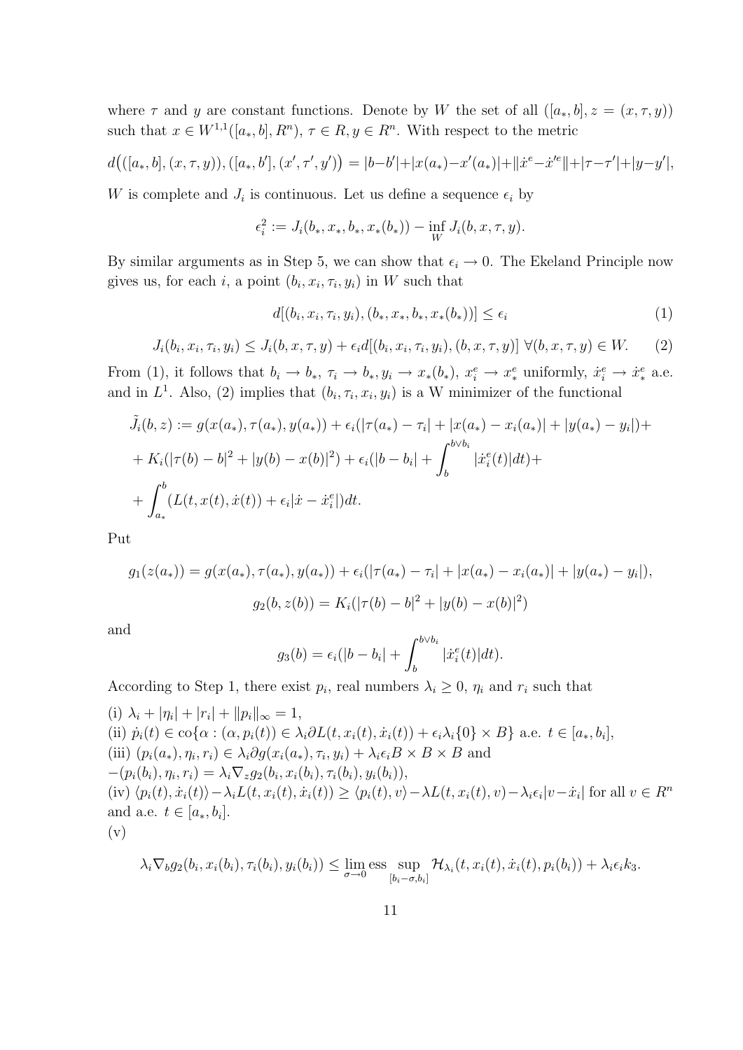where $\tau$ and $y$ are constant functions. Denote by $W$ the set of all $([a_*, b], z = (x, \tau, y))$ such that $x \in W^{1,1}([a_*, b], R^n)$, $\tau \in R, y \in R^n$. With respect to the metric

$$d\big(([a_*, b], (x, \tau, y)), ([a_*, b'], (x', \tau', y')\big) = |b-b'|+|x(a_*)-x'(a_*)|+\|\dot{x}^e-\dot{x}'^e\|+|\tau-\tau'|+|y-y'|,$$

$W$ is complete and $J_i$ is continuous. Let us define a sequence $\epsilon_i$ by

$$\epsilon_i^2 := J_i(b_*, x_*, b_*, x_*(b_*)) - \inf_W J_i(b, x, \tau, y).$$

By similar arguments as in Step 5, we can show that $\epsilon_i \to 0$. The Ekeland Principle now gives us, for each $i$, a point $(b_i, x_i, \tau_i, y_i)$ in $W$ such that

$$d[(b_i, x_i, \tau_i, y_i), (b_*, x_*, b_*, x_*(b_*))] \le \epsilon_i \tag{1}$$

$$J_i(b_i, x_i, \tau_i, y_i) \le J_i(b, x, \tau, y) + \epsilon_i d[(b_i, x_i, \tau_i, y_i), (b, x, \tau, y)] \ \forall (b, x, \tau, y) \in W. \tag{2}$$

From (1), it follows that $b_i \to b_*$, $\tau_i \to b_*, y_i \to x_*(b_*)$, $x_i^e \to x_*^e$ uniformly, $\dot{x}_i^e \to \dot{x}_*^e$ a.e. and in $L^1$. Also, (2) implies that $(b_i, \tau_i, x_i, y_i)$ is a W minimizer of the functional

$$\begin{aligned}
\tilde{J}_i(b, z) &:= g(x(a_*), \tau(a_*), y(a_*)) + \epsilon_i(|\tau(a_*) - \tau_i| + |x(a_*) - x_i(a_*)| + |y(a_*) - y_i|) + \\
&+ K_i(|\tau(b) - b|^2 + |y(b) - x(b)|^2) + \epsilon_i(|b - b_i| + \int_b^{b \vee b_i} |\dot{x}_i^e(t)|dt) + \\
&+ \int_{a_*}^{b} (L(t, x(t), \dot{x}(t)) + \epsilon_i|\dot{x} - \dot{x}_i^e|)dt.
\end{aligned}$$

Put

$$g_1(z(a_*)) = g(x(a_*), \tau(a_*), y(a_*)) + \epsilon_i(|\tau(a_*) - \tau_i| + |x(a_*) - x_i(a_*)| + |y(a_*) - y_i|),$$

$$g_2(b, z(b)) = K_i(|\tau(b) - b|^2 + |y(b) - x(b)|^2)$$

and

$$g_3(b) = \epsilon_i(|b - b_i| + \int_b^{b \vee b_i} |\dot{x}_i^e(t)|dt).$$

According to Step 1, there exist $p_i$, real numbers $\lambda_i \ge 0$, $\eta_i$ and $r_i$ such that

(i) $\lambda_i + |\eta_i| + |r_i| + \|p_i\|_\infty = 1$,
(ii) $\dot{p}_i(t) \in \text{co}\{\alpha : (\alpha, p_i(t)) \in \lambda_i \partial L(t, x_i(t), \dot{x}_i(t)) + \epsilon_i \lambda_i \{0\} \times B\}$ a.e. $t \in [a_*, b_i]$,
(iii) $(p_i(a_*), \eta_i, r_i) \in \lambda_i \partial g(x_i(a_*), \tau_i, y_i) + \lambda_i \epsilon_i B \times B \times B$ and
$-(p_i(b_i), \eta_i, r_i) = \lambda_i \nabla_z g_2(b_i, x_i(b_i), \tau_i(b_i), y_i(b_i))$,
(iv) $\langle p_i(t), \dot{x}_i(t)\rangle - \lambda_i L(t, x_i(t), \dot{x}_i(t)) \ge \langle p_i(t), v\rangle - \lambda L(t, x_i(t), v) - \lambda_i \epsilon_i |v - \dot{x}_i|$ for all $v \in R^n$ and a.e. $t \in [a_*, b_i]$.
(v)

$$\lambda_i \nabla_b g_2(b_i, x_i(b_i), \tau_i(b_i), y_i(b_i)) \le \lim_{\sigma \to 0} \text{ess} \sup_{[b_i - \sigma, b_i]} \mathcal{H}_{\lambda_i}(t, x_i(t), \dot{x}_i(t), p_i(b_i)) + \lambda_i \epsilon_i k_3.$$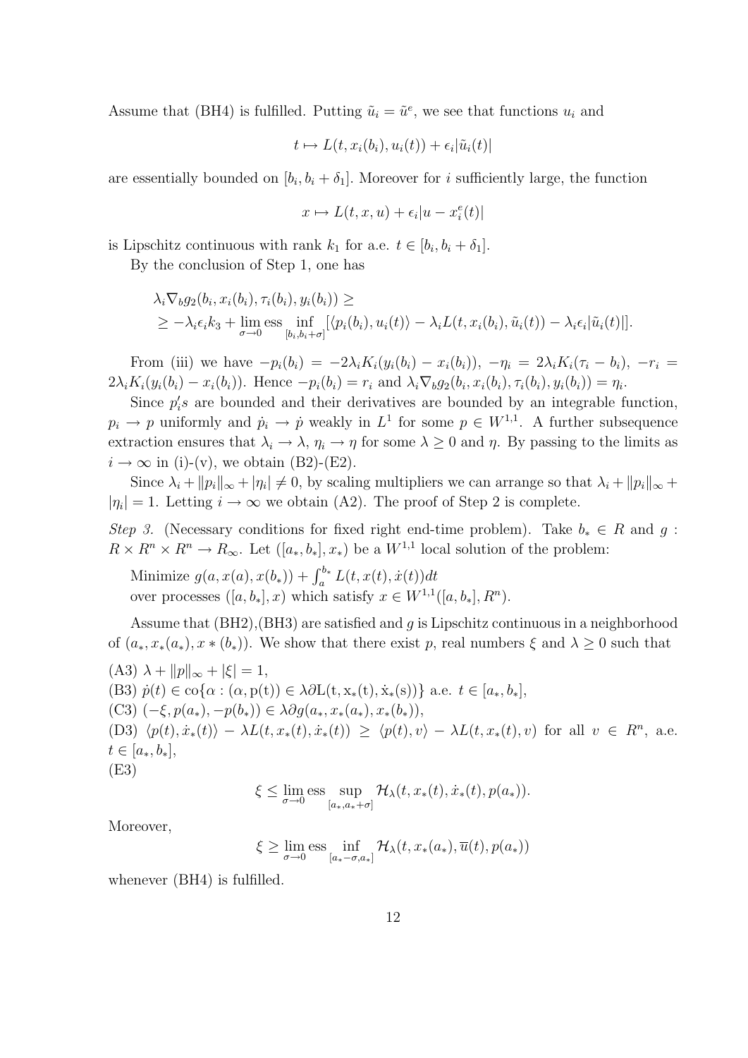Assume that (BH4) is fulfilled. Putting $\tilde{u}_i = \tilde{u}^e$, we see that functions $u_i$ and

$$t \mapsto L(t, x_i(b_i), u_i(t)) + \epsilon_i |\tilde{u}_i(t)|$$

are essentially bounded on $[b_i, b_i + \delta_1]$. Moreover for $i$ sufficiently large, the function

$$x \mapsto L(t, x, u) + \epsilon_i |u - x_i^e(t)|$$

is Lipschitz continuous with rank $k_1$ for a.e. $t \in [b_i, b_i + \delta_1]$.

By the conclusion of Step 1, one has

$$\begin{aligned} &\lambda_i \nabla_b g_2(b_i, x_i(b_i), \tau_i(b_i), y_i(b_i)) \geq \\ &\geq -\lambda_i \epsilon_i k_3 + \lim_{\sigma \to 0} \operatorname{ess} \inf_{[b_i, b_i + \sigma]} [\langle p_i(b_i), u_i(t) \rangle - \lambda_i L(t, x_i(b_i), \tilde{u}_i(t)) - \lambda_i \epsilon_i |\tilde{u}_i(t)|]. \end{aligned}$$

From (iii) we have $-p_i(b_i) = -2\lambda_i K_i(y_i(b_i) - x_i(b_i))$, $-\eta_i = 2\lambda_i K_i(\tau_i - b_i)$, $-r_i = 2\lambda_i K_i(y_i(b_i) - x_i(b_i))$. Hence $-p_i(b_i) = r_i$ and $\lambda_i \nabla_b g_2(b_i, x_i(b_i), \tau_i(b_i), y_i(b_i)) = \eta_i$.

Since $p_i's$ are bounded and their derivatives are bounded by an integrable function, $p_i \to p$ uniformly and $\dot{p}_i \to \dot{p}$ weakly in $L^1$ for some $p \in W^{1,1}$. A further subsequence extraction ensures that $\lambda_i \to \lambda$, $\eta_i \to \eta$ for some $\lambda \geq 0$ and $\eta$. By passing to the limits as $i \to \infty$ in (i)-(v), we obtain (B2)-(E2).

Since $\lambda_i + \|p_i\|_\infty + |\eta_i| \neq 0$, by scaling multipliers we can arrange so that $\lambda_i + \|p_i\|_\infty + |\eta_i| = 1$. Letting $i \to \infty$ we obtain (A2). The proof of Step 2 is complete.

*Step 3.* (Necessary conditions for fixed right end-time problem). Take $b_* \in R$ and $g : R \times R^n \times R^n \to R_\infty$. Let $([a_*, b_*], x_*)$ be a $W^{1,1}$ local solution of the problem:

Minimize $g(a, x(a), x(b_*)) + \int_a^{b_*} L(t, x(t), \dot{x}(t)) dt$
over processes $([a, b_*], x)$ which satisfy $x \in W^{1,1}([a, b_*], R^n)$.

Assume that (BH2),(BH3) are satisfied and $g$ is Lipschitz continuous in a neighborhood of $(a_*, x_*(a_*), x * (b_*))$. We show that there exist $p$, real numbers $\xi$ and $\lambda \geq 0$ such that

(A3) $\lambda + \|p\|_\infty + |\xi| = 1$,
(B3) $\dot{p}(t) \in \operatorname{co}\{\alpha : (\alpha, p(t)) \in \lambda \partial L(t, x_*(t), \dot{x}_*(s))\}$ a.e. $t \in [a_*, b_*]$,
(C3) $(-\xi, p(a_*), -p(b_*)) \in \lambda \partial g(a_*, x_*(a_*), x_*(b_*))$,
(D3) $\langle p(t), \dot{x}_*(t) \rangle - \lambda L(t, x_*(t), \dot{x}_*(t)) \geq \langle p(t), v \rangle - \lambda L(t, x_*(t), v)$ for all $v \in R^n$, a.e. $t \in [a_*, b_*]$,
(E3)

$$\xi \leq \lim_{\sigma \to 0} \operatorname{ess} \sup_{[a_*, a_* + \sigma]} \mathcal{H}_\lambda(t, x_*(t), \dot{x}_*(t), p(a_*)).$$

Moreover,

$$\xi \geq \lim_{\sigma \to 0} \operatorname{ess} \inf_{[a_* - \sigma, a_*]} \mathcal{H}_\lambda(t, x_*(a_*), \overline{u}(t), p(a_*))$$

whenever (BH4) is fulfilled.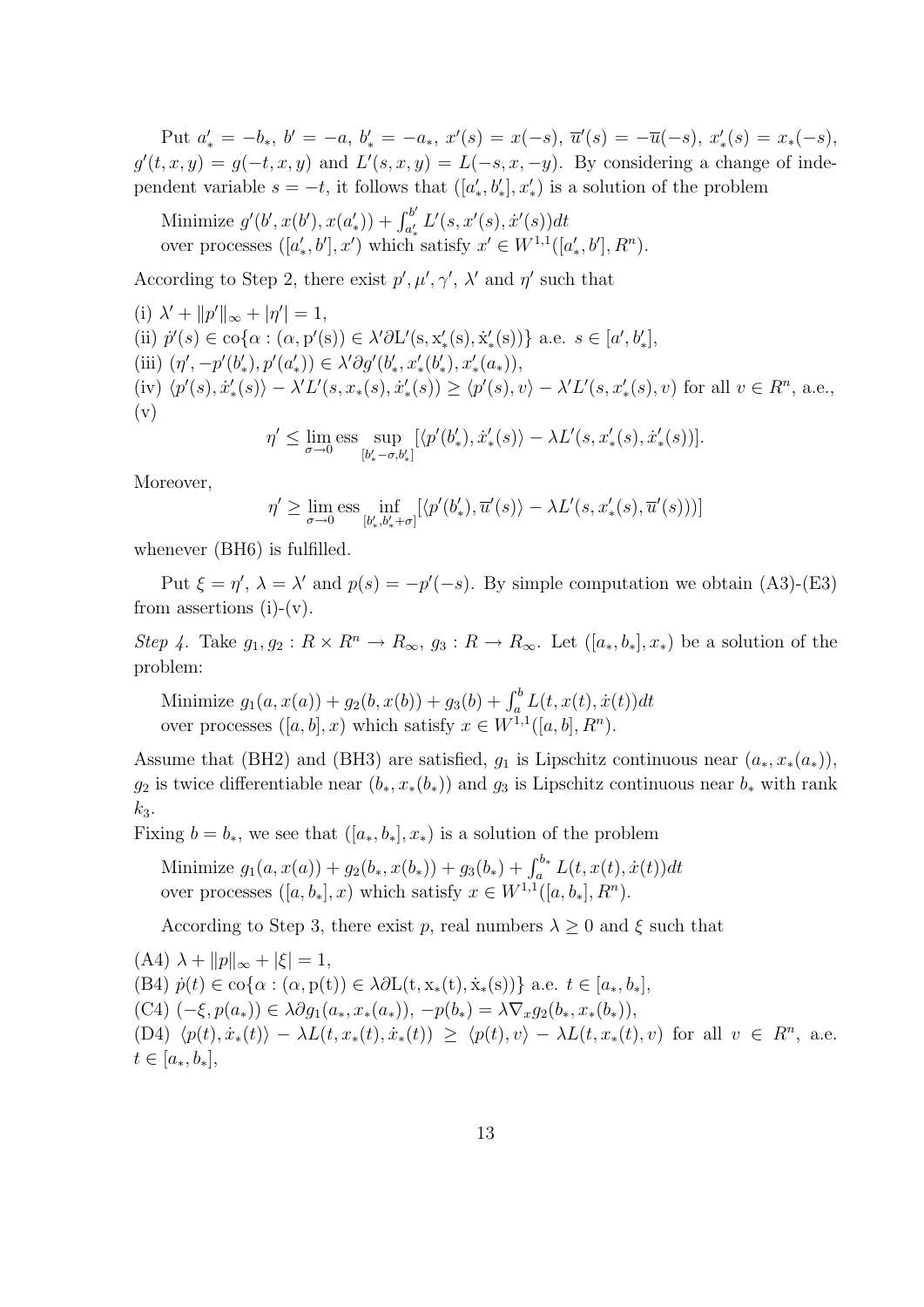Put $a'_* = -b_*$, $b' = -a$, $b'_* = -a_*$, $x'(s) = x(-s)$, $\overline{u}'(s) = -\overline{u}(-s)$, $x'_*(s) = x_*(-s)$, $g'(t,x,y) = g(-t,x,y)$ and $L'(s,x,y) = L(-s,x,-y)$. By considering a change of independent variable $s = -t$, it follows that $([a'_*, b'_*], x'_*)$ is a solution of the problem

Minimize $g'(b', x(b'), x(a'_*)) + \int_{a'_*}^{b'} L'(s, x'(s), \dot{x}'(s))dt$
over processes $([a'_*, b'], x')$ which satisfy $x' \in W^{1,1}([a'_*, b'], R^n)$.

According to Step 2, there exist $p', \mu', \gamma'$, $\lambda'$ and $\eta'$ such that

(i) $\lambda' + \|p'\|_\infty + |\eta'| = 1$,
(ii) $\dot{p}'(s) \in \mathrm{co}\{\alpha : (\alpha, p'(s)) \in \lambda' \partial L'(s, x'_*(s), \dot{x}'_*(s))\}$ a.e. $s \in [a', b'_*]$,
(iii) $(\eta', -p'(b'_*), p'(a'_*)) \in \lambda' \partial g'(b'_*, x'_*(b'_*), x'_*(a_*))$,
(iv) $\langle p'(s), \dot{x}'_*(s)\rangle - \lambda' L'(s, x_*(s), \dot{x}'_*(s)) \geq \langle p'(s), v\rangle - \lambda' L'(s, x'_*(s), v)$ for all $v \in R^n$, a.e.,
(v)

$$\eta' \leq \lim_{\sigma \to 0} \operatorname{ess} \sup_{[b'_* - \sigma, b'_*]} [\langle p'(b'_*), \dot{x}'_*(s)\rangle - \lambda L'(s, x'_*(s), \dot{x}'_*(s))].$$

Moreover,

$$\eta' \geq \lim_{\sigma \to 0} \operatorname{ess} \inf_{[b'_*, b'_* + \sigma]} [\langle p'(b'_*), \overline{u}'(s)\rangle - \lambda L'(s, x'_*(s), \overline{u}'(s)))]$$

whenever (BH6) is fulfilled.

Put $\xi = \eta'$, $\lambda = \lambda'$ and $p(s) = -p'(-s)$. By simple computation we obtain (A3)-(E3) from assertions (i)-(v).

*Step 4.* Take $g_1, g_2 : R \times R^n \to R_\infty$, $g_3 : R \to R_\infty$. Let $([a_*, b_*], x_*)$ be a solution of the problem:

Minimize $g_1(a, x(a)) + g_2(b, x(b)) + g_3(b) + \int_a^b L(t, x(t), \dot{x}(t))dt$
over processes $([a, b], x)$ which satisfy $x \in W^{1,1}([a, b], R^n)$.

Assume that (BH2) and (BH3) are satisfied, $g_1$ is Lipschitz continuous near $(a_*, x_*(a_*))$, $g_2$ is twice differentiable near $(b_*, x_*(b_*))$ and $g_3$ is Lipschitz continuous near $b_*$ with rank $k_3$.
Fixing $b = b_*$, we see that $([a_*, b_*], x_*)$ is a solution of the problem

Minimize $g_1(a, x(a)) + g_2(b_*, x(b_*)) + g_3(b_*) + \int_a^{b_*} L(t, x(t), \dot{x}(t))dt$
over processes $([a, b_*], x)$ which satisfy $x \in W^{1,1}([a, b_*], R^n)$.

According to Step 3, there exist $p$, real numbers $\lambda \geq 0$ and $\xi$ such that

(A4) $\lambda + \|p\|_\infty + |\xi| = 1$,
(B4) $\dot{p}(t) \in \mathrm{co}\{\alpha : (\alpha, p(t)) \in \lambda \partial L(t, x_*(t), \dot{x}_*(s))\}$ a.e. $t \in [a_*, b_*]$,
(C4) $(-\xi, p(a_*)) \in \lambda \partial g_1(a_*, x_*(a_*))$, $-p(b_*) = \lambda \nabla_x g_2(b_*, x_*(b_*))$,
(D4) $\langle p(t), \dot{x}_*(t)\rangle - \lambda L(t, x_*(t), \dot{x}_*(t)) \geq \langle p(t), v\rangle - \lambda L(t, x_*(t), v)$ for all $v \in R^n$, a.e. $t \in [a_*, b_*]$,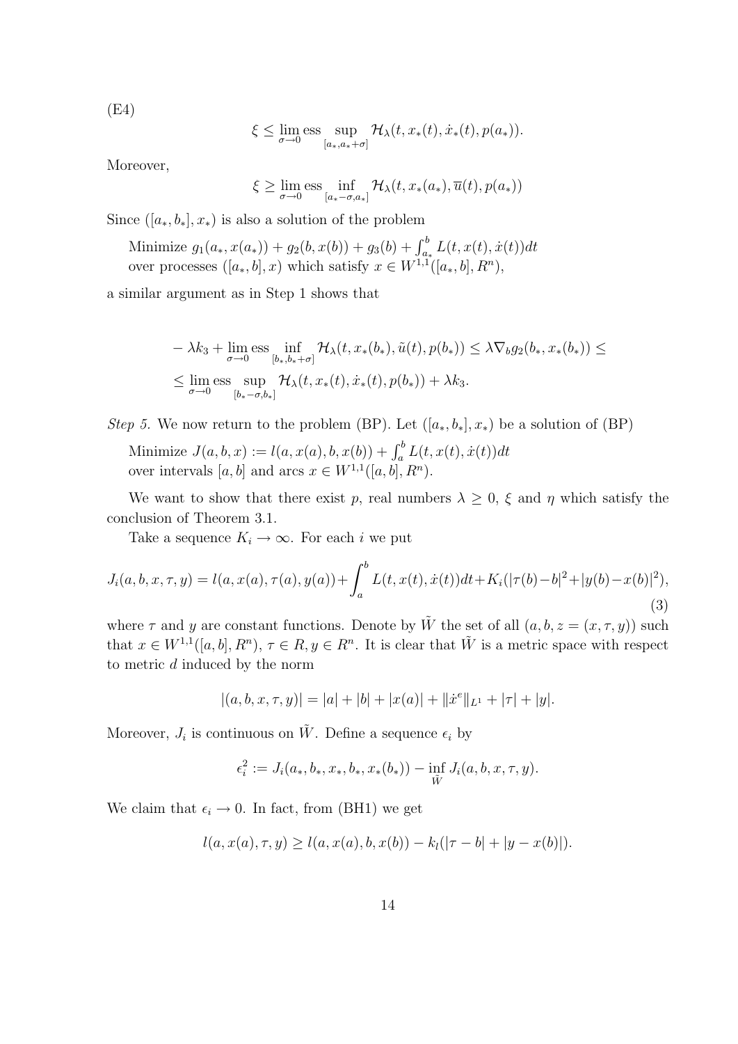(E4)

$$\xi \leq \lim_{\sigma\to 0} \operatorname{ess} \sup_{[a_*,a_*+\sigma]} \mathcal{H}_\lambda(t, x_*(t), \dot{x}_*(t), p(a_*)).$$

Moreover,

$$\xi \geq \lim_{\sigma\to 0} \operatorname{ess} \inf_{[a_*-\sigma,a_*]} \mathcal{H}_\lambda(t, x_*(a_*), \overline{u}(t), p(a_*))$$

Since $([a_*, b_*], x_*)$ is also a solution of the problem

Minimize $g_1(a_*, x(a_*)) + g_2(b, x(b)) + g_3(b) + \int_{a_*}^{b} L(t, x(t), \dot{x}(t))dt$
over processes $([a_*, b], x)$ which satisfy $x \in W^{1,1}([a_*, b], R^n)$,

a similar argument as in Step 1 shows that

$$\begin{aligned}
&-\lambda k_3 + \lim_{\sigma\to 0} \operatorname{ess} \inf_{[b_*,b_*+\sigma]} \mathcal{H}_\lambda(t, x_*(b_*), \tilde{u}(t), p(b_*)) \leq \lambda \nabla_b g_2(b_*, x_*(b_*)) \leq \\
&\leq \lim_{\sigma\to 0} \operatorname{ess} \sup_{[b_*-\sigma,b_*]} \mathcal{H}_\lambda(t, x_*(t), \dot{x}_*(t), p(b_*)) + \lambda k_3.
\end{aligned}$$

*Step 5.* We now return to the problem (BP). Let $([a_*, b_*], x_*)$ be a solution of (BP)

Minimize $J(a, b, x) := l(a, x(a), b, x(b)) + \int_a^b L(t, x(t), \dot{x}(t))dt$
over intervals $[a, b]$ and arcs $x \in W^{1,1}([a, b], R^n)$.

We want to show that there exist $p$, real numbers $\lambda \geq 0$, $\xi$ and $\eta$ which satisfy the conclusion of Theorem 3.1.

Take a sequence $K_i \to \infty$. For each $i$ we put

$$J_i(a, b, x, \tau, y) = l(a, x(a), \tau(a), y(a)) + \int_a^b L(t, x(t), \dot{x}(t))dt + K_i(|\tau(b) - b|^2 + |y(b) - x(b)|^2), \tag{3}$$

where $\tau$ and $y$ are constant functions. Denote by $\tilde{W}$ the set of all $(a, b, z = (x, \tau, y))$ such that $x \in W^{1,1}([a, b], R^n)$, $\tau \in R$, $y \in R^n$. It is clear that $\tilde{W}$ is a metric space with respect to metric $d$ induced by the norm

$$|(a, b, x, \tau, y)| = |a| + |b| + |x(a)| + \|\dot{x}^e\|_{L^1} + |\tau| + |y|.$$

Moreover, $J_i$ is continuous on $\tilde{W}$. Define a sequence $\epsilon_i$ by

$$\epsilon_i^2 := J_i(a_*, b_*, x_*, b_*, x_*(b_*)) - \inf_{\tilde{W}} J_i(a, b, x, \tau, y).$$

We claim that $\epsilon_i \to 0$. In fact, from (BH1) we get

$$l(a, x(a), \tau, y) \geq l(a, x(a), b, x(b)) - k_l(|\tau - b| + |y - x(b)|).$$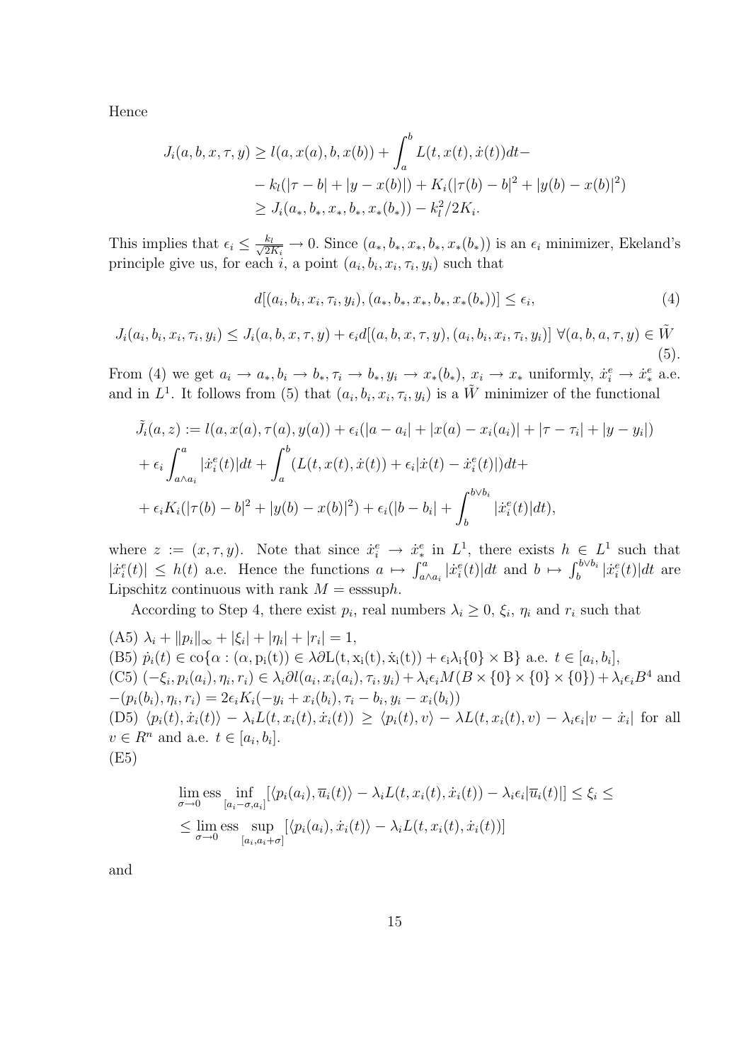Hence

$$
\begin{aligned}
J_i(a,b,x,\tau,y) &\geq l(a,x(a),b,x(b)) + \int_a^b L(t,x(t),\dot{x}(t))dt - \\
&\quad - k_l(|\tau - b| + |y - x(b)|) + K_i(|\tau(b) - b|^2 + |y(b) - x(b)|^2) \\
&\geq J_i(a_*, b_*, x_*, b_*, x_*(b_*)) - k_l^2/2K_i.
\end{aligned}
$$

This implies that $\epsilon_i \leq \frac{k_l}{\sqrt{2K_i}} \to 0$. Since $(a_*, b_*, x_*, b_*, x_*(b_*))$ is an $\epsilon_i$ minimizer, Ekeland's principle give us, for each $i$, a point $(a_i, b_i, x_i, \tau_i, y_i)$ such that

$$
d[(a_i, b_i, x_i, \tau_i, y_i), (a_*, b_*, x_*, b_*, x_*(b_*))] \leq \epsilon_i, \tag{4}
$$

$$
J_i(a_i, b_i, x_i, \tau_i, y_i) \leq J_i(a,b,x,\tau,y) + \epsilon_i d[(a,b,x,\tau,y),(a_i,b_i,x_i,\tau_i,y_i)] \;\forall (a,b,a,\tau,y) \in \tilde{W} \tag{5}
$$

From (4) we get $a_i \to a_*, b_i \to b_*, \tau_i \to b_*, y_i \to x_*(b_*)$, $x_i \to x_*$ uniformly, $\dot{x}_i^e \to \dot{x}_*^e$ a.e. and in $L^1$. It follows from (5) that $(a_i, b_i, x_i, \tau_i, y_i)$ is a $\tilde{W}$ minimizer of the functional

$$
\begin{aligned}
&\tilde{J}_i(a,z) := l(a,x(a),\tau(a),y(a)) + \epsilon_i(|a - a_i| + |x(a) - x_i(a_i)| + |\tau - \tau_i| + |y - y_i|) \\
&+ \epsilon_i \int_{a\wedge a_i}^a |\dot{x}_i^e(t)|dt + \int_a^b (L(t,x(t),\dot{x}(t)) + \epsilon_i|\dot{x}(t) - \dot{x}_i^e(t)|)dt + \\
&+ \epsilon_i K_i(|\tau(b) - b|^2 + |y(b) - x(b)|^2) + \epsilon_i(|b - b_i| + \int_b^{b\vee b_i} |\dot{x}_i^e(t)|dt),
\end{aligned}
$$

where $z := (x,\tau,y)$. Note that since $\dot{x}_i^e \to \dot{x}_*^e$ in $L^1$, there exists $h \in L^1$ such that $|\dot{x}_i^e(t)| \leq h(t)$ a.e. Hence the functions $a \mapsto \int_{a\wedge a_i}^a |\dot{x}_i^e(t)|dt$ and $b \mapsto \int_b^{b\vee b_i} |\dot{x}_i^e(t)|dt$ are Lipschitz continuous with rank $M = \text{esssup} h$.

According to Step 4, there exist $p_i$, real numbers $\lambda_i \geq 0$, $\xi_i$, $\eta_i$ and $r_i$ such that

(A5) $\lambda_i + \|p_i\|_\infty + |\xi_i| + |\eta_i| + |r_i| = 1$,

(B5) $\dot{p}_i(t) \in \text{co}\{\alpha : (\alpha, \text{p}_\text{i}(\text{t})) \in \lambda\partial\text{L}(\text{t}, \text{x}_\text{i}(\text{t}), \dot{\text{x}}_\text{i}(\text{t})) + \epsilon_\text{i}\lambda_\text{i}\{0\} \times \text{B}\}$ a.e. $t \in [a_i, b_i]$,

(C5) $(-\xi_i, p_i(a_i), \eta_i, r_i) \in \lambda_i\partial l(a_i, x_i(a_i), \tau_i, y_i) + \lambda_i\epsilon_i M(B \times \{0\} \times \{0\} \times \{0\}) + \lambda_i\epsilon_i B^4$ and $-(p_i(b_i), \eta_i, r_i) = 2\epsilon_i K_i(-y_i + x_i(b_i), \tau_i - b_i, y_i - x_i(b_i))$

(D5) $\langle p_i(t), \dot{x}_i(t)\rangle - \lambda_i L(t, x_i(t), \dot{x}_i(t)) \geq \langle p_i(t), v\rangle - \lambda L(t, x_i(t), v) - \lambda_i\epsilon_i|v - \dot{x}_i|$ for all $v \in R^n$ and a.e. $t \in [a_i, b_i]$.

(E5)

$$
\begin{aligned}
&\lim_{\sigma\to 0} \text{ess} \inf_{[a_i - \sigma, a_i]} [\langle p_i(a_i), \overline{u}_i(t)\rangle - \lambda_i L(t, x_i(t), \dot{x}_i(t)) - \lambda_i\epsilon_i|\overline{u}_i(t)|] \leq \xi_i \leq \\
&\leq \lim_{\sigma\to 0} \text{ess} \sup_{[a_i, a_i + \sigma]} [\langle p_i(a_i), \dot{x}_i(t)\rangle - \lambda_i L(t, x_i(t), \dot{x}_i(t))]
\end{aligned}
$$

and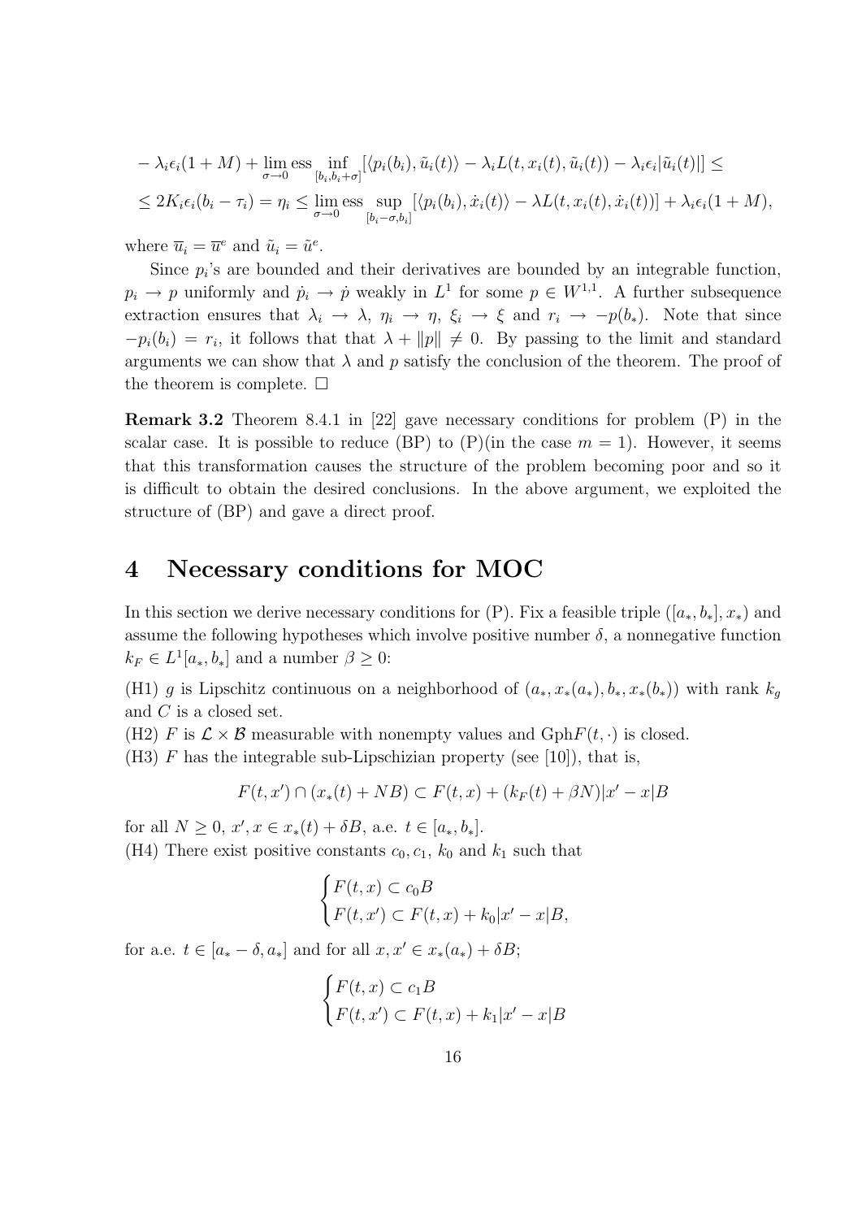$$
\begin{aligned}
&- \lambda_i \epsilon_i (1+M) + \lim_{\sigma \to 0} \operatorname{ess} \inf_{[b_i, b_i+\sigma]} [\langle p_i(b_i), \tilde{u}_i(t) \rangle - \lambda_i L(t, x_i(t), \tilde{u}_i(t)) - \lambda_i \epsilon_i |\tilde{u}_i(t)|] \leq \\
&\leq 2K_i \epsilon_i (b_i - \tau_i) = \eta_i \leq \lim_{\sigma \to 0} \operatorname{ess} \sup_{[b_i - \sigma, b_i]} [\langle p_i(b_i), \dot{x}_i(t) \rangle - \lambda L(t, x_i(t), \dot{x}_i(t))] + \lambda_i \epsilon_i (1+M),
\end{aligned}
$$

where $\overline{u}_i = \overline{u}^e$ and $\tilde{u}_i = \tilde{u}^e$.

Since $p_i$'s are bounded and their derivatives are bounded by an integrable function, $p_i \to p$ uniformly and $\dot{p}_i \to \dot{p}$ weakly in $L^1$ for some $p \in W^{1,1}$. A further subsequence extraction ensures that $\lambda_i \to \lambda$, $\eta_i \to \eta$, $\xi_i \to \xi$ and $r_i \to -p(b_*)$. Note that since $-p_i(b_i) = r_i$, it follows that that $\lambda + \|p\| \neq 0$. By passing to the limit and standard arguments we can show that $\lambda$ and $p$ satisfy the conclusion of the theorem. The proof of the theorem is complete. □

**Remark 3.2** Theorem 8.4.1 in [22] gave necessary conditions for problem (P) in the scalar case. It is possible to reduce (BP) to (P)(in the case $m = 1$). However, it seems that this transformation causes the structure of the problem becoming poor and so it is difficult to obtain the desired conclusions. In the above argument, we exploited the structure of (BP) and gave a direct proof.

# 4 Necessary conditions for MOC

In this section we derive necessary conditions for (P). Fix a feasible triple $([a_*, b_*], x_*)$ and assume the following hypotheses which involve positive number $\delta$, a nonnegative function $k_F \in L^1[a_*, b_*]$ and a number $\beta \geq 0$:

(H1) $g$ is Lipschitz continuous on a neighborhood of $(a_*, x_*(a_*), b_*, x_*(b_*))$ with rank $k_g$ and $C$ is a closed set.

(H2) $F$ is $\mathcal{L} \times \mathcal{B}$ measurable with nonempty values and $\text{Gph}F(t, \cdot)$ is closed.

(H3) $F$ has the integrable sub-Lipschizian property (see [10]), that is,

$$
F(t, x') \cap (x_*(t) + NB) \subset F(t, x) + (k_F(t) + \beta N)|x' - x|B
$$

for all $N \geq 0$, $x', x \in x_*(t) + \delta B$, a.e. $t \in [a_*, b_*]$.

(H4) There exist positive constants $c_0, c_1$, $k_0$ and $k_1$ such that

$$
\begin{cases}
F(t, x) \subset c_0 B \\
F(t, x') \subset F(t, x) + k_0 |x' - x| B,
\end{cases}
$$

for a.e. $t \in [a_* - \delta, a_*]$ and for all $x, x' \in x_*(a_*) + \delta B$;

$$
\begin{cases}
F(t, x) \subset c_1 B \\
F(t, x') \subset F(t, x) + k_1 |x' - x| B
\end{cases}
$$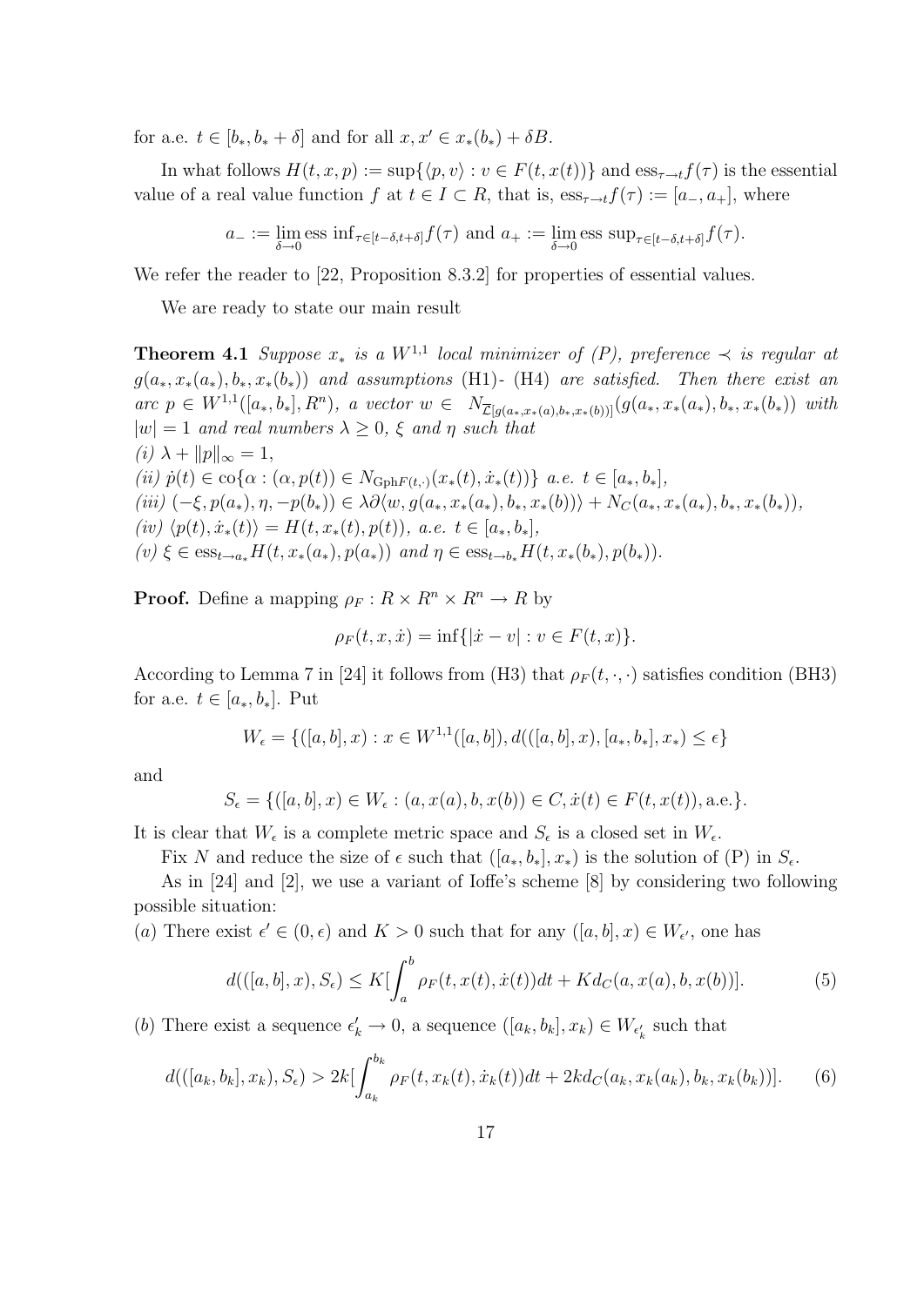for a.e. $t \in [b_*, b_* + \delta]$ and for all $x, x' \in x_*(b_*) + \delta B$.

In what follows $H(t, x, p) := \sup\{\langle p, v\rangle : v \in F(t, x(t))\}$ and $\text{ess}_{\tau \to t} f(\tau)$ is the essential value of a real value function $f$ at $t \in I \subset R$, that is, $\text{ess}_{\tau \to t} f(\tau) := [a_-, a_+]$, where

$$a_- := \lim_{\delta \to 0} \text{ess inf}_{\tau \in [t-\delta, t+\delta]} f(\tau) \text{ and } a_+ := \lim_{\delta \to 0} \text{ess sup}_{\tau \in [t-\delta, t+\delta]} f(\tau).$$

We refer the reader to [22, Proposition 8.3.2] for properties of essential values.

We are ready to state our main result

**Theorem 4.1** *Suppose $x_*$ is a $W^{1,1}$ local minimizer of (P), preference $\prec$ is regular at $g(a_*, x_*(a_*), b_*, x_*(b_*))$ and assumptions* (H1)- (H4) *are satisfied. Then there exist an arc $p \in W^{1,1}([a_*, b_*], R^n)$, a vector $w \in N_{\overline{\mathcal{L}}[g(a_*, x_*(a), b_*, x_*(b))]}(g(a_*, x_*(a_*), b_*, x_*(b_*))$ with $|w| = 1$ and real numbers $\lambda \geq 0$, $\xi$ and $\eta$ such that*
*(i)* $\lambda + \|p\|_\infty = 1$,
*(ii)* $\dot{p}(t) \in \text{co}\{\alpha : (\alpha, p(t)) \in N_{\text{Gph}F(t,\cdot)}(x_*(t), \dot{x}_*(t))\}$ *a.e.* $t \in [a_*, b_*]$,
*(iii)* $(-\xi, p(a_*), \eta, -p(b_*)) \in \lambda\partial\langle w, g(a_*, x_*(a_*), b_*, x_*(b))\rangle + N_C(a_*, x_*(a_*), b_*, x_*(b_*))$,
*(iv)* $\langle p(t), \dot{x}_*(t)\rangle = H(t, x_*(t), p(t))$, *a.e.* $t \in [a_*, b_*]$,
*(v)* $\xi \in \text{ess}_{t \to a_*} H(t, x_*(a_*), p(a_*))$ *and* $\eta \in \text{ess}_{t \to b_*} H(t, x_*(b_*), p(b_*))$.

**Proof.** Define a mapping $\rho_F : R \times R^n \times R^n \to R$ by

$$\rho_F(t, x, \dot{x}) = \inf\{|\dot{x} - v| : v \in F(t, x)\}.$$

According to Lemma 7 in [24] it follows from (H3) that $\rho_F(t, \cdot, \cdot)$ satisfies condition (BH3) for a.e. $t \in [a_*, b_*]$. Put

$$W_\epsilon = \{([a, b], x) : x \in W^{1,1}([a, b]), d(([a, b], x), [a_*, b_*], x_*) \leq \epsilon\}$$

and

$$S_\epsilon = \{([a, b], x) \in W_\epsilon : (a, x(a), b, x(b)) \in C, \dot{x}(t) \in F(t, x(t)), \text{a.e.}\}.$$

It is clear that $W_\epsilon$ is a complete metric space and $S_\epsilon$ is a closed set in $W_\epsilon$.

Fix $N$ and reduce the size of $\epsilon$ such that $([a_*, b_*], x_*)$ is the solution of (P) in $S_\epsilon$.

As in [24] and [2], we use a variant of Ioffe's scheme [8] by considering two following possible situation:
$(a)$ There exist $\epsilon' \in (0, \epsilon)$ and $K > 0$ such that for any $([a, b], x) \in W_{\epsilon'}$, one has

$$d(([a, b], x), S_\epsilon) \leq K[\int_a^b \rho_F(t, x(t), \dot{x}(t))dt + Kd_C(a, x(a), b, x(b))]. \tag{5}$$

$(b)$ There exist a sequence $\epsilon'_k \to 0$, a sequence $([a_k, b_k], x_k) \in W_{\epsilon'_k}$ such that

$$d(([a_k, b_k], x_k), S_\epsilon) > 2k[\int_{a_k}^{b_k} \rho_F(t, x_k(t), \dot{x}_k(t))dt + 2kd_C(a_k, x_k(a_k), b_k, x_k(b_k))]. \tag{6}$$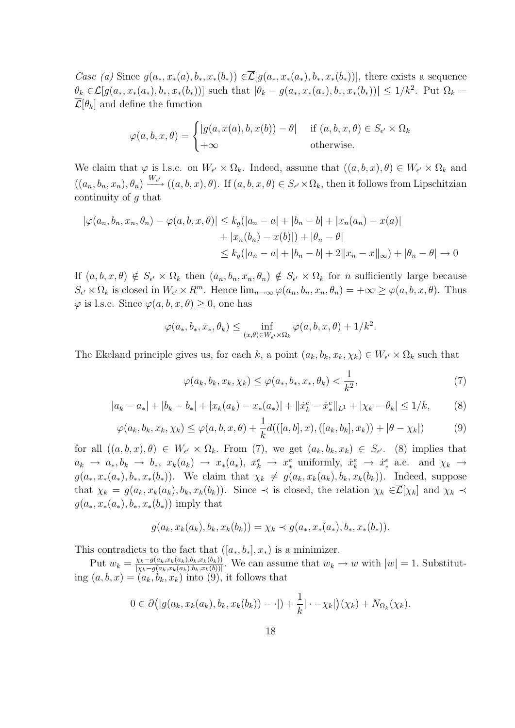*Case (a)* Since $g(a_*, x_*(a), b_*, x_*(b_*)) \in \overline{\mathcal{L}}[g(a_*, x_*(a_*), b_*, x_*(b_*))]$, there exists a sequence $\theta_k \in \mathcal{L}[g(a_*, x_*(a_*), b_*, x_*(b_*))]$ such that $|\theta_k - g(a_*, x_*(a_*), b_*, x_*(b_*))| \leq 1/k^2$. Put $\Omega_k = \overline{\mathcal{L}}[\theta_k]$ and define the function

$$\varphi(a, b, x, \theta) = \begin{cases} |g(a, x(a), b, x(b)) - \theta| & \text{if } (a, b, x, \theta) \in S_{\epsilon'} \times \Omega_k \\ +\infty & \text{otherwise.} \end{cases}$$

We claim that $\varphi$ is l.s.c. on $W_{\epsilon'} \times \Omega_k$. Indeed, assume that $((a, b, x), \theta) \in W_{\epsilon'} \times \Omega_k$ and $((a_n, b_n, x_n), \theta_n) \xrightarrow{W_{\epsilon'}} ((a, b, x), \theta)$. If $(a, b, x, \theta) \in S_{\epsilon'} \times \Omega_k$, then it follows from Lipschitzian continuity of $g$ that

$$\begin{aligned} |\varphi(a_n, b_n, x_n, \theta_n) - \varphi(a, b, x, \theta)| &\leq k_g(|a_n - a| + |b_n - b| + |x_n(a_n) - x(a)| \\ &\quad + |x_n(b_n) - x(b)|) + |\theta_n - \theta| \\ &\leq k_g(|a_n - a| + |b_n - b| + 2\|x_n - x\|_\infty) + |\theta_n - \theta| \to 0 \end{aligned}$$

If $(a, b, x, \theta) \notin S_{\epsilon'} \times \Omega_k$ then $(a_n, b_n, x_n, \theta_n) \notin S_{\epsilon'} \times \Omega_k$ for $n$ sufficiently large because $S_{\epsilon'} \times \Omega_k$ is closed in $W_{\epsilon'} \times R^m$. Hence $\lim_{n\to\infty} \varphi(a_n, b_n, x_n, \theta_n) = +\infty \geq \varphi(a, b, x, \theta)$. Thus $\varphi$ is l.s.c. Since $\varphi(a, b, x, \theta) \geq 0$, one has

$$\varphi(a_*, b_*, x_*, \theta_k) \leq \inf_{(x,\theta)\in W_{\epsilon'}\times\Omega_k} \varphi(a, b, x, \theta) + 1/k^2.$$

The Ekeland principle gives us, for each $k$, a point $(a_k, b_k, x_k, \chi_k) \in W_{\epsilon'} \times \Omega_k$ such that

$$\varphi(a_k, b_k, x_k, \chi_k) \leq \varphi(a_*, b_*, x_*, \theta_k) < \frac{1}{k^2}, \tag{7}$$

$$|a_k - a_*| + |b_k - b_*| + |x_k(a_k) - x_*(a_*)| + \|\dot{x}_k^e - \dot{x}_*^e\|_{L^1} + |\chi_k - \theta_k| \leq 1/k, \tag{8}$$

$$\varphi(a_k, b_k, x_k, \chi_k) \leq \varphi(a, b, x, \theta) + \frac{1}{k} d(([a, b], x), ([a_k, b_k], x_k)) + |\theta - \chi_k|) \tag{9}$$

for all $((a, b, x), \theta) \in W_{\epsilon'} \times \Omega_k$. From (7), we get $(a_k, b_k, x_k) \in S_{\epsilon'}$. (8) implies that $a_k \to a_*, b_k \to b_*$, $x_k(a_k) \to x_*(a_*)$, $x_k^e \to x_*^e$ uniformly, $\dot{x}_k^e \to \dot{x}_*^e$ a.e. and $\chi_k \to g(a_*, x_*(a_*), b_*, x_*(b_*))$. We claim that $\chi_k \neq g(a_k, x_k(a_k), b_k, x_k(b_k))$. Indeed, suppose that $\chi_k = g(a_k, x_k(a_k), b_k, x_k(b_k))$. Since $\prec$ is closed, the relation $\chi_k \in \overline{\mathcal{L}}[\chi_k]$ and $\chi_k \prec g(a_*, x_*(a_*), b_*, x_*(b_*))$ imply that

$$g(a_k, x_k(a_k), b_k, x_k(b_k)) = \chi_k \prec g(a_*, x_*(a_*), b_*, x_*(b_*)).$$

This contradicts to the fact that $([a_*, b_*], x_*)$ is a minimizer.

Put $w_k = \frac{\chi_k - g(a_k, x_k(a_k), b_k, x_k(b_k))}{|\chi_k - g(a_k, x_k(a_k), b_k, x_k(b))|}$. We can assume that $w_k \to w$ with $|w| = 1$. Substituting $(a, b, x) = (a_k, b_k, x_k)$ into (9), it follows that

$$0 \in \partial\big(|g(a_k, x_k(a_k), b_k, x_k(b_k)) - \cdot|) + \frac{1}{k}| \cdot -\chi_k|\big)(\chi_k) + N_{\Omega_k}(\chi_k).$$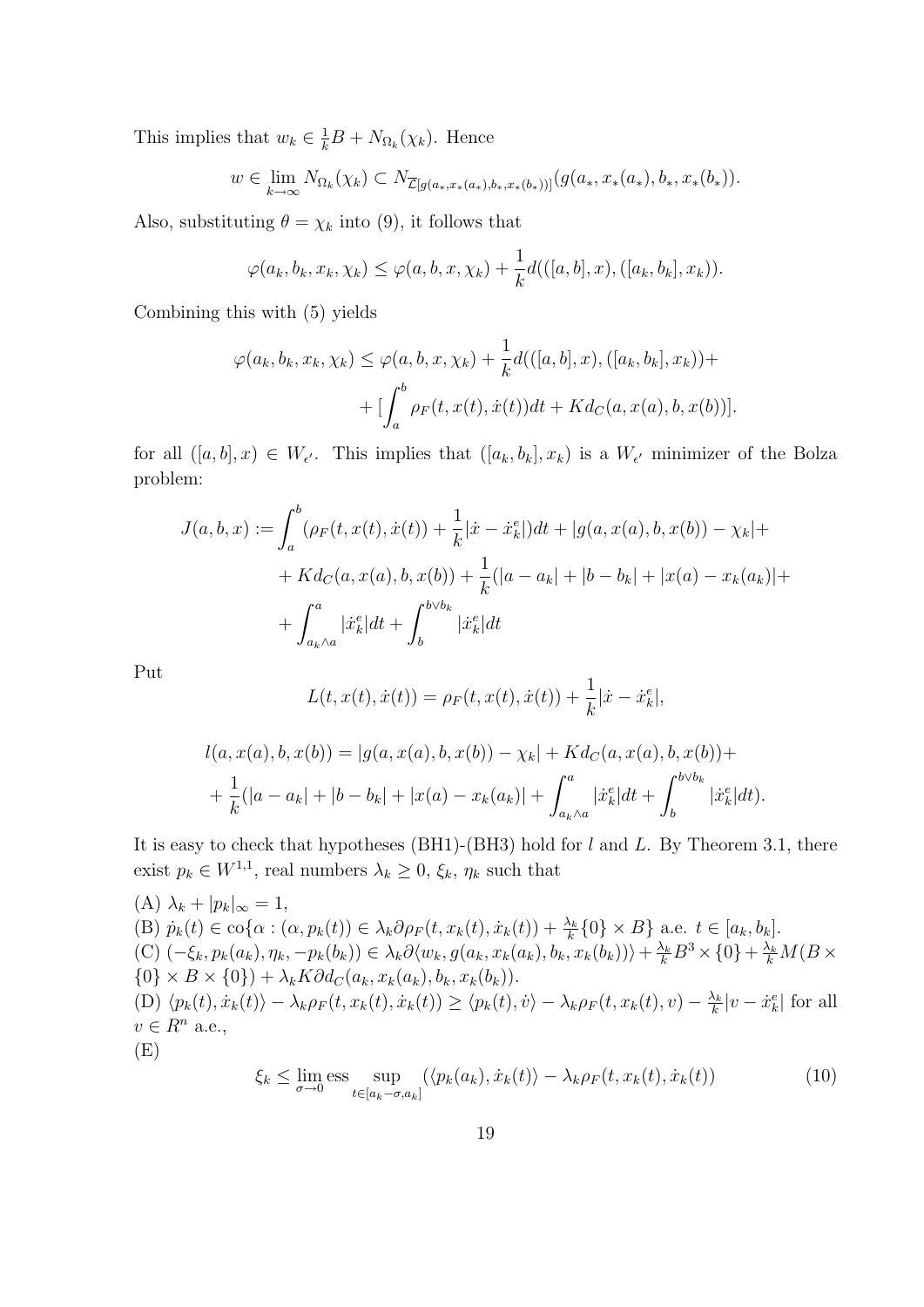This implies that $w_k \in \frac{1}{k}B + N_{\Omega_k}(\chi_k)$. Hence

$$w \in \lim_{k\to\infty} N_{\Omega_k}(\chi_k) \subset N_{\overline{\mathcal{L}}[g(a_*,x_*(a_*),b_*,x_*(b_*))]}(g(a_*,x_*(a_*),b_*,x_*(b_*)).$$

Also, substituting $\theta = \chi_k$ into (9), it follows that

$$\varphi(a_k,b_k,x_k,\chi_k) \le \varphi(a,b,x,\chi_k) + \frac{1}{k}d(([a,b],x),([a_k,b_k],x_k)).$$

Combining this with (5) yields

$$\varphi(a_k,b_k,x_k,\chi_k) \le \varphi(a,b,x,\chi_k) + \frac{1}{k}d(([a,b],x),([a_k,b_k],x_k)) + \\ + [\int_a^b \rho_F(t,x(t),\dot{x}(t))dt + Kd_C(a,x(a),b,x(b))].$$

for all $([a,b],x) \in W_{\epsilon'}$. This implies that $([a_k,b_k],x_k)$ is a $W_{\epsilon'}$ minimizer of the Bolza problem:

$$J(a,b,x) := \int_a^b (\rho_F(t,x(t),\dot{x}(t)) + \frac{1}{k}|\dot{x} - \dot{x}_k^e|)dt + |g(a,x(a),b,x(b)) - \chi_k| + \\ + Kd_C(a,x(a),b,x(b)) + \frac{1}{k}(|a-a_k| + |b-b_k| + |x(a) - x_k(a_k)| + \\ + \int_{a_k\wedge a}^a |\dot{x}_k^e|dt + \int_b^{b\vee b_k} |\dot{x}_k^e|dt$$

Put

$$L(t,x(t),\dot{x}(t)) = \rho_F(t,x(t),\dot{x}(t)) + \frac{1}{k}|\dot{x} - \dot{x}_k^e|,$$

$$l(a,x(a),b,x(b)) = |g(a,x(a),b,x(b)) - \chi_k| + Kd_C(a,x(a),b,x(b)) + \\ + \frac{1}{k}(|a-a_k| + |b-b_k| + |x(a) - x_k(a_k)| + \int_{a_k\wedge a}^a |\dot{x}_k^e|dt + \int_b^{b\vee b_k} |\dot{x}_k^e|dt).$$

It is easy to check that hypotheses (BH1)-(BH3) hold for $l$ and $L$. By Theorem 3.1, there exist $p_k \in W^{1,1}$, real numbers $\lambda_k \ge 0$, $\xi_k$, $\eta_k$ such that

(A) $\lambda_k + |p_k|_\infty = 1$,
(B) $\dot{p}_k(t) \in \text{co}\{\alpha : (\alpha, p_k(t)) \in \lambda_k \partial \rho_F(t,x_k(t),\dot{x}_k(t)) + \frac{\lambda_k}{k}\{0\} \times B\}$ a.e. $t \in [a_k,b_k]$.
(C) $(-\xi_k, p_k(a_k), \eta_k, -p_k(b_k)) \in \lambda_k \partial \langle w_k, g(a_k,x_k(a_k),b_k,x_k(b_k))\rangle + \frac{\lambda_k}{k}B^3 \times \{0\} + \frac{\lambda_k}{k}M(B \times \{0\} \times B \times \{0\}) + \lambda_k K \partial d_C(a_k,x_k(a_k),b_k,x_k(b_k))$.
(D) $\langle p_k(t), \dot{x}_k(t)\rangle - \lambda_k \rho_F(t,x_k(t),\dot{x}_k(t)) \ge \langle p_k(t), \dot{v}\rangle - \lambda_k \rho_F(t,x_k(t),v) - \frac{\lambda_k}{k}|v - \dot{x}_k^e|$ for all $v \in R^n$ a.e.,
(E)

$$\xi_k \le \lim_{\sigma\to 0} \operatorname{ess} \sup_{t\in[a_k-\sigma,a_k]} (\langle p_k(a_k), \dot{x}_k(t)\rangle - \lambda_k \rho_F(t,x_k(t),\dot{x}_k(t)) \tag{10}$$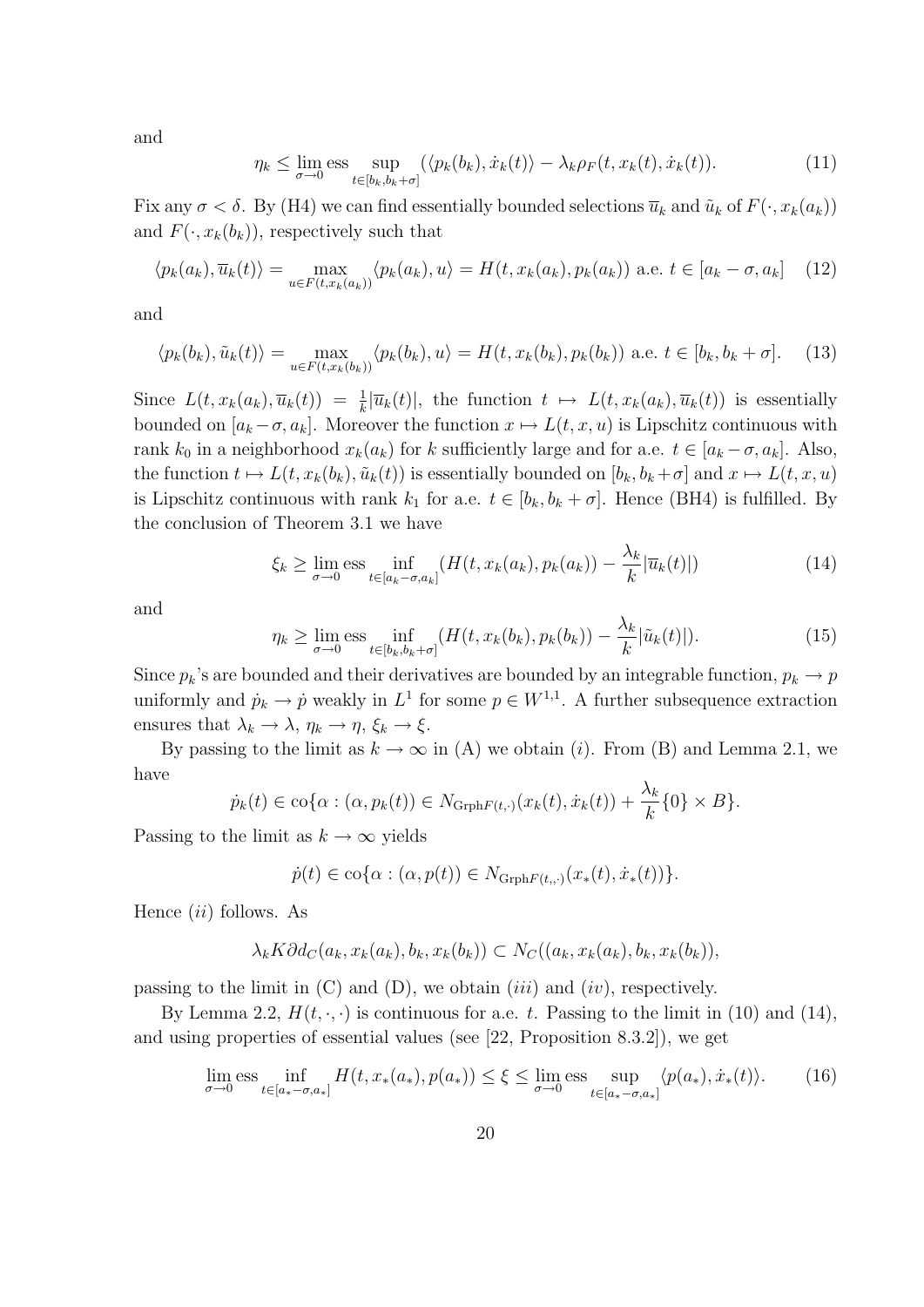and

$$\eta_k \leq \lim_{\sigma \to 0} \operatorname{ess} \sup_{t \in [b_k, b_k+\sigma]} (\langle p_k(b_k), \dot{x}_k(t) \rangle - \lambda_k \rho_F(t, x_k(t), \dot{x}_k(t)). \tag{11}$$

Fix any $\sigma < \delta$. By (H4) we can find essentially bounded selections $\overline{u}_k$ and $\tilde{u}_k$ of $F(\cdot, x_k(a_k))$ and $F(\cdot, x_k(b_k))$, respectively such that

$$\langle p_k(a_k), \overline{u}_k(t) \rangle = \max_{u \in F(t, x_k(a_k))} \langle p_k(a_k), u \rangle = H(t, x_k(a_k), p_k(a_k)) \text{ a.e. } t \in [a_k - \sigma, a_k] \tag{12}$$

and

$$\langle p_k(b_k), \tilde{u}_k(t) \rangle = \max_{u \in F(t, x_k(b_k))} \langle p_k(b_k), u \rangle = H(t, x_k(b_k), p_k(b_k)) \text{ a.e. } t \in [b_k, b_k + \sigma]. \tag{13}$$

Since $L(t, x_k(a_k), \overline{u}_k(t)) = \frac{1}{k}|\overline{u}_k(t)|$, the function $t \mapsto L(t, x_k(a_k), \overline{u}_k(t))$ is essentially bounded on $[a_k - \sigma, a_k]$. Moreover the function $x \mapsto L(t, x, u)$ is Lipschitz continuous with rank $k_0$ in a neighborhood $x_k(a_k)$ for $k$ sufficiently large and for a.e. $t \in [a_k - \sigma, a_k]$. Also, the function $t \mapsto L(t, x_k(b_k), \tilde{u}_k(t))$ is essentially bounded on $[b_k, b_k + \sigma]$ and $x \mapsto L(t, x, u)$ is Lipschitz continuous with rank $k_1$ for a.e. $t \in [b_k, b_k + \sigma]$. Hence (BH4) is fulfilled. By the conclusion of Theorem 3.1 we have

$$\xi_k \geq \lim_{\sigma \to 0} \operatorname{ess} \inf_{t \in [a_k - \sigma, a_k]} (H(t, x_k(a_k), p_k(a_k)) - \frac{\lambda_k}{k}|\overline{u}_k(t)|) \tag{14}$$

and

$$\eta_k \geq \lim_{\sigma \to 0} \operatorname{ess} \inf_{t \in [b_k, b_k + \sigma]} (H(t, x_k(b_k), p_k(b_k)) - \frac{\lambda_k}{k}|\tilde{u}_k(t)|). \tag{15}$$

Since $p_k$'s are bounded and their derivatives are bounded by an integrable function, $p_k \to p$ uniformly and $\dot{p}_k \to \dot{p}$ weakly in $L^1$ for some $p \in W^{1,1}$. A further subsequence extraction ensures that $\lambda_k \to \lambda$, $\eta_k \to \eta$, $\xi_k \to \xi$.

By passing to the limit as $k \to \infty$ in (A) we obtain $(i)$. From (B) and Lemma 2.1, we have

$$\dot{p}_k(t) \in \operatorname{co}\{\alpha : (\alpha, p_k(t)) \in N_{\operatorname{Grph} F(t, \cdot)}(x_k(t), \dot{x}_k(t)) + \frac{\lambda_k}{k}\{0\} \times B\}.$$

Passing to the limit as $k \to \infty$ yields

$$\dot{p}(t) \in \operatorname{co}\{\alpha : (\alpha, p(t)) \in N_{\operatorname{Grph} F(t,, \cdot)}(x_*(t), \dot{x}_*(t))\}.$$

Hence $(ii)$ follows. As

$$\lambda_k K \partial d_C(a_k, x_k(a_k), b_k, x_k(b_k)) \subset N_C((a_k, x_k(a_k), b_k, x_k(b_k)),$$

passing to the limit in (C) and (D), we obtain $(iii)$ and $(iv)$, respectively.

By Lemma 2.2, $H(t, \cdot, \cdot)$ is continuous for a.e. $t$. Passing to the limit in (10) and (14), and using properties of essential values (see [22, Proposition 8.3.2]), we get

$$\lim_{\sigma \to 0} \operatorname{ess} \inf_{t \in [a_* - \sigma, a_*]} H(t, x_*(a_*), p(a_*)) \leq \xi \leq \lim_{\sigma \to 0} \operatorname{ess} \sup_{t \in [a_* - \sigma, a_*]} \langle p(a_*), \dot{x}_*(t) \rangle. \tag{16}$$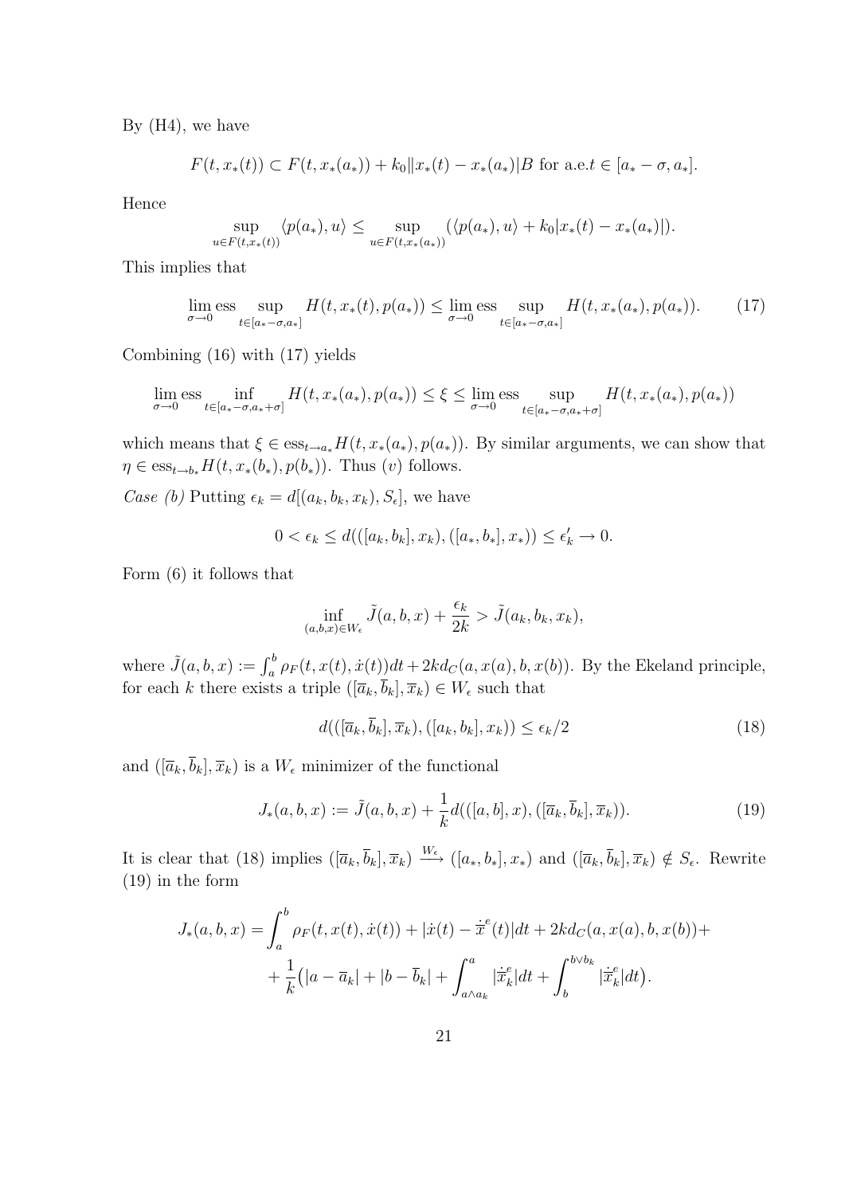By (H4), we have

$$F(t, x_*(t)) \subset F(t, x_*(a_*)) + k_0\|x_*(t) - x_*(a_*)|B \text{ for a.e.} t \in [a_* - \sigma, a_*].$$

Hence

$$\sup_{u \in F(t,x_*(t))} \langle p(a_*), u\rangle \leq \sup_{u \in F(t,x_*(a_*))} (\langle p(a_*), u\rangle + k_0|x_*(t) - x_*(a_*)|).$$

This implies that

$$\lim_{\sigma\to 0} \text{ess} \sup_{t\in[a_*-\sigma,a_*]} H(t, x_*(t), p(a_*)) \leq \lim_{\sigma\to 0} \text{ess} \sup_{t\in[a_*-\sigma,a_*]} H(t, x_*(a_*), p(a_*)). \tag{17}$$

Combining (16) with (17) yields

$$\lim_{\sigma\to 0} \text{ess} \inf_{t\in[a_*-\sigma,a_*+\sigma]} H(t, x_*(a_*), p(a_*)) \leq \xi \leq \lim_{\sigma\to 0} \text{ess} \sup_{t\in[a_*-\sigma,a_*+\sigma]} H(t, x_*(a_*), p(a_*))$$

which means that $\xi \in \text{ess}_{t\to a_*} H(t, x_*(a_*), p(a_*))$. By similar arguments, we can show that $\eta \in \text{ess}_{t\to b_*} H(t, x_*(b_*), p(b_*))$. Thus $(v)$ follows.

*Case (b)* Putting $\epsilon_k = d[(a_k, b_k, x_k), S_\epsilon]$, we have

$$0 < \epsilon_k \leq d(([a_k, b_k], x_k), ([a_*, b_*], x_*)) \leq \epsilon'_k \to 0.$$

Form (6) it follows that

$$\inf_{(a,b,x)\in W_\epsilon} \tilde{J}(a, b, x) + \frac{\epsilon_k}{2k} > \tilde{J}(a_k, b_k, x_k),$$

where $\tilde{J}(a, b, x) := \int_a^b \rho_F(t, x(t), \dot{x}(t))dt + 2kd_C(a, x(a), b, x(b))$. By the Ekeland principle, for each $k$ there exists a triple $([\overline{a}_k, \overline{b}_k], \overline{x}_k) \in W_\epsilon$ such that

$$d(([\overline{a}_k, \overline{b}_k], \overline{x}_k), ([a_k, b_k], x_k)) \leq \epsilon_k/2 \tag{18}$$

and $([\overline{a}_k, \overline{b}_k], \overline{x}_k)$ is a $W_\epsilon$ minimizer of the functional

$$J_*(a, b, x) := \tilde{J}(a, b, x) + \frac{1}{k} d(([a, b], x), ([\overline{a}_k, \overline{b}_k], \overline{x}_k)). \tag{19}$$

It is clear that (18) implies $([\overline{a}_k, \overline{b}_k], \overline{x}_k) \xrightarrow{W_\epsilon} ([a_*, b_*], x_*)$ and $([\overline{a}_k, \overline{b}_k], \overline{x}_k) \notin S_\epsilon$. Rewrite (19) in the form

$$J_*(a, b, x) = \int_a^b \rho_F(t, x(t), \dot{x}(t)) + |\dot{x}(t) - \dot{\overline{x}}^e(t)|dt + 2kd_C(a, x(a), b, x(b)) + \\ + \frac{1}{k}\big(|a - \overline{a}_k| + |b - \overline{b}_k| + \int_{a\wedge a_k}^a |\dot{\overline{x}}_k^e|dt + \int_b^{b\vee b_k} |\dot{\overline{x}}_k^e|dt\big).$$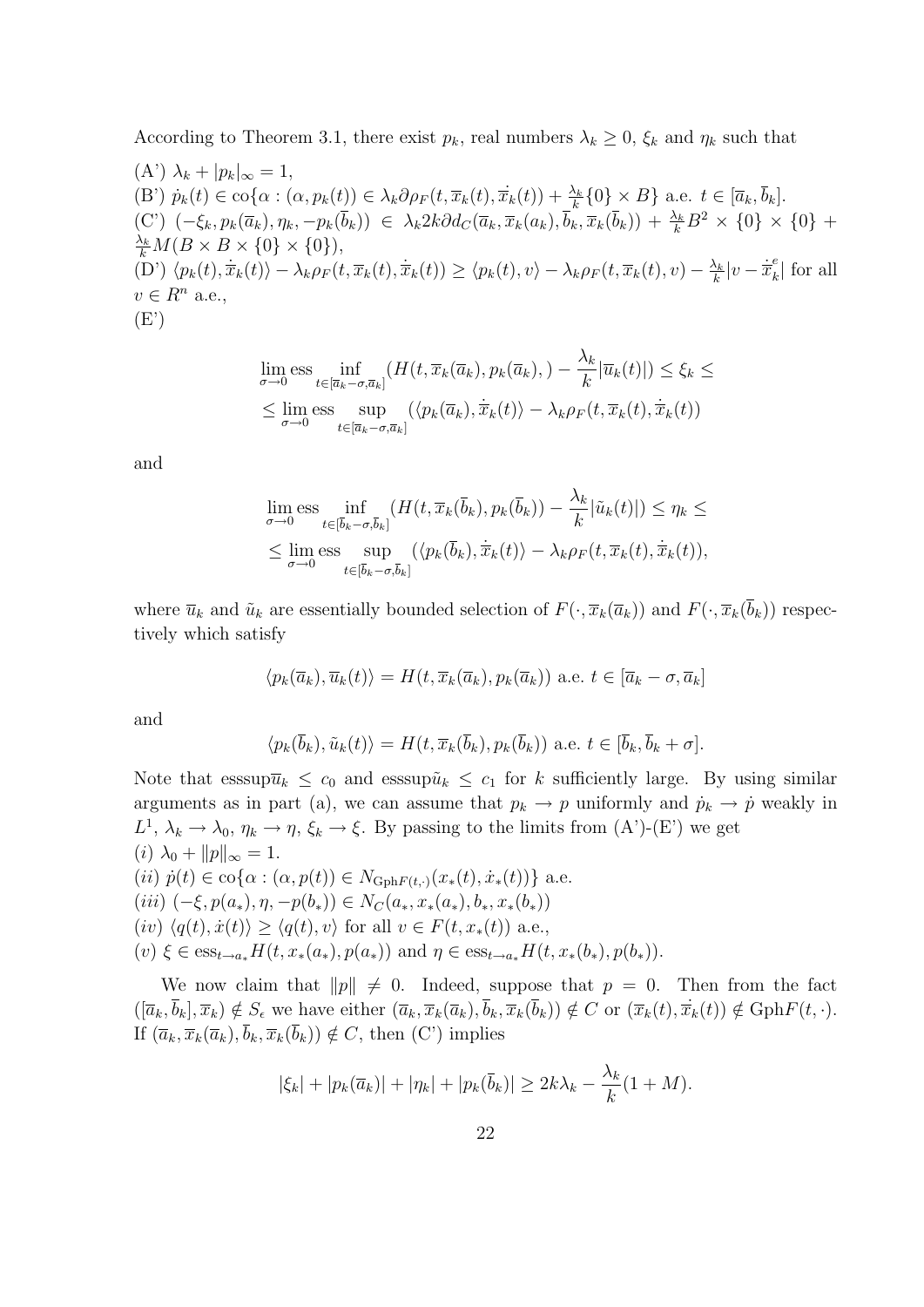According to Theorem 3.1, there exist $p_k$, real numbers $\lambda_k \geq 0$, $\xi_k$ and $\eta_k$ such that

(A') $\lambda_k + |p_k|_\infty = 1$,
(B') $\dot{p}_k(t) \in \text{co}\{\alpha : (\alpha, p_k(t)) \in \lambda_k \partial \rho_F(t, \overline{x}_k(t), \dot{\overline{x}}_k(t)) + \frac{\lambda_k}{k}\{0\} \times B\}$ a.e. $t \in [\overline{a}_k, \overline{b}_k]$.
(C') $(-\xi_k, p_k(\overline{a}_k), \eta_k, -p_k(\overline{b}_k)) \in \lambda_k 2k \partial d_C(\overline{a}_k, \overline{x}_k(a_k), \overline{b}_k, \overline{x}_k(\overline{b}_k)) + \frac{\lambda_k}{k} B^2 \times \{0\} \times \{0\} + \frac{\lambda_k}{k} M(B \times B \times \{0\} \times \{0\})$,
(D') $\langle p_k(t), \dot{\overline{x}}_k(t)\rangle - \lambda_k \rho_F(t, \overline{x}_k(t), \dot{\overline{x}}_k(t)) \geq \langle p_k(t), v\rangle - \lambda_k \rho_F(t, \overline{x}_k(t), v) - \frac{\lambda_k}{k}|v - \dot{\overline{x}}^e_k|$ for all $v \in R^n$ a.e.,
(E')

$$
\begin{aligned}
&\lim_{\sigma \to 0} \text{ess} \inf_{t \in [\overline{a}_k - \sigma, \overline{a}_k]} (H(t, \overline{x}_k(\overline{a}_k), p_k(\overline{a}_k), ) - \frac{\lambda_k}{k} |\overline{u}_k(t)|) \leq \xi_k \leq \\
&\leq \lim_{\sigma \to 0} \text{ess} \sup_{t \in [\overline{a}_k - \sigma, \overline{a}_k]} (\langle p_k(\overline{a}_k), \dot{\overline{x}}_k(t)\rangle - \lambda_k \rho_F(t, \overline{x}_k(t), \dot{\overline{x}}_k(t))
\end{aligned}
$$

and

$$
\begin{aligned}
&\lim_{\sigma \to 0} \text{ess} \inf_{t \in [\overline{b}_k - \sigma, \overline{b}_k]} (H(t, \overline{x}_k(\overline{b}_k), p_k(\overline{b}_k)) - \frac{\lambda_k}{k} |\tilde{u}_k(t)|) \leq \eta_k \leq \\
&\leq \lim_{\sigma \to 0} \text{ess} \sup_{t \in [\overline{b}_k - \sigma, \overline{b}_k]} (\langle p_k(\overline{b}_k), \dot{\overline{x}}_k(t)\rangle - \lambda_k \rho_F(t, \overline{x}_k(t), \dot{\overline{x}}_k(t)),
\end{aligned}
$$

where $\overline{u}_k$ and $\tilde{u}_k$ are essentially bounded selection of $F(\cdot, \overline{x}_k(\overline{a}_k))$ and $F(\cdot, \overline{x}_k(\overline{b}_k))$ respectively which satisfy

$$
\langle p_k(\overline{a}_k), \overline{u}_k(t)\rangle = H(t, \overline{x}_k(\overline{a}_k), p_k(\overline{a}_k)) \text{ a.e. } t \in [\overline{a}_k - \sigma, \overline{a}_k]
$$

and

$$
\langle p_k(\overline{b}_k), \tilde{u}_k(t)\rangle = H(t, \overline{x}_k(\overline{b}_k), p_k(\overline{b}_k)) \text{ a.e. } t \in [\overline{b}_k, \overline{b}_k + \sigma].
$$

Note that $\text{esssup}\overline{u}_k \leq c_0$ and $\text{esssup}\tilde{u}_k \leq c_1$ for $k$ sufficiently large. By using similar arguments as in part (a), we can assume that $p_k \to p$ uniformly and $\dot{p}_k \to \dot{p}$ weakly in $L^1$, $\lambda_k \to \lambda_0$, $\eta_k \to \eta$, $\xi_k \to \xi$. By passing to the limits from (A')-(E') we get
$(i)$ $\lambda_0 + \|p\|_\infty = 1$.
$(ii)$ $\dot{p}(t) \in \text{co}\{\alpha : (\alpha, p(t)) \in N_{\text{Gph}F(t,\cdot)}(x_*(t), \dot{x}_*(t))\}$ a.e.
$(iii)$ $(-\xi, p(a_*), \eta, -p(b_*)) \in N_C(a_*, x_*(a_*), b_*, x_*(b_*))$
$(iv)$ $\langle q(t), \dot{x}(t)\rangle \geq \langle q(t), v\rangle$ for all $v \in F(t, x_*(t))$ a.e.,
$(v)$ $\xi \in \text{ess}_{t \to a_*} H(t, x_*(a_*), p(a_*))$ and $\eta \in \text{ess}_{t \to a_*} H(t, x_*(b_*), p(b_*))$.

We now claim that $\|p\| \neq 0$. Indeed, suppose that $p = 0$. Then from the fact $([\overline{a}_k, \overline{b}_k], \overline{x}_k) \notin S_\epsilon$ we have either $(\overline{a}_k, \overline{x}_k(\overline{a}_k), \overline{b}_k, \overline{x}_k(\overline{b}_k)) \notin C$ or $(\overline{x}_k(t), \dot{\overline{x}}_k(t)) \notin \text{Gph}F(t, \cdot)$. If $(\overline{a}_k, \overline{x}_k(\overline{a}_k), \overline{b}_k, \overline{x}_k(\overline{b}_k)) \notin C$, then (C') implies

$$
|\xi_k| + |p_k(\overline{a}_k)| + |\eta_k| + |p_k(\overline{b}_k)| \geq 2k\lambda_k - \frac{\lambda_k}{k}(1 + M).
$$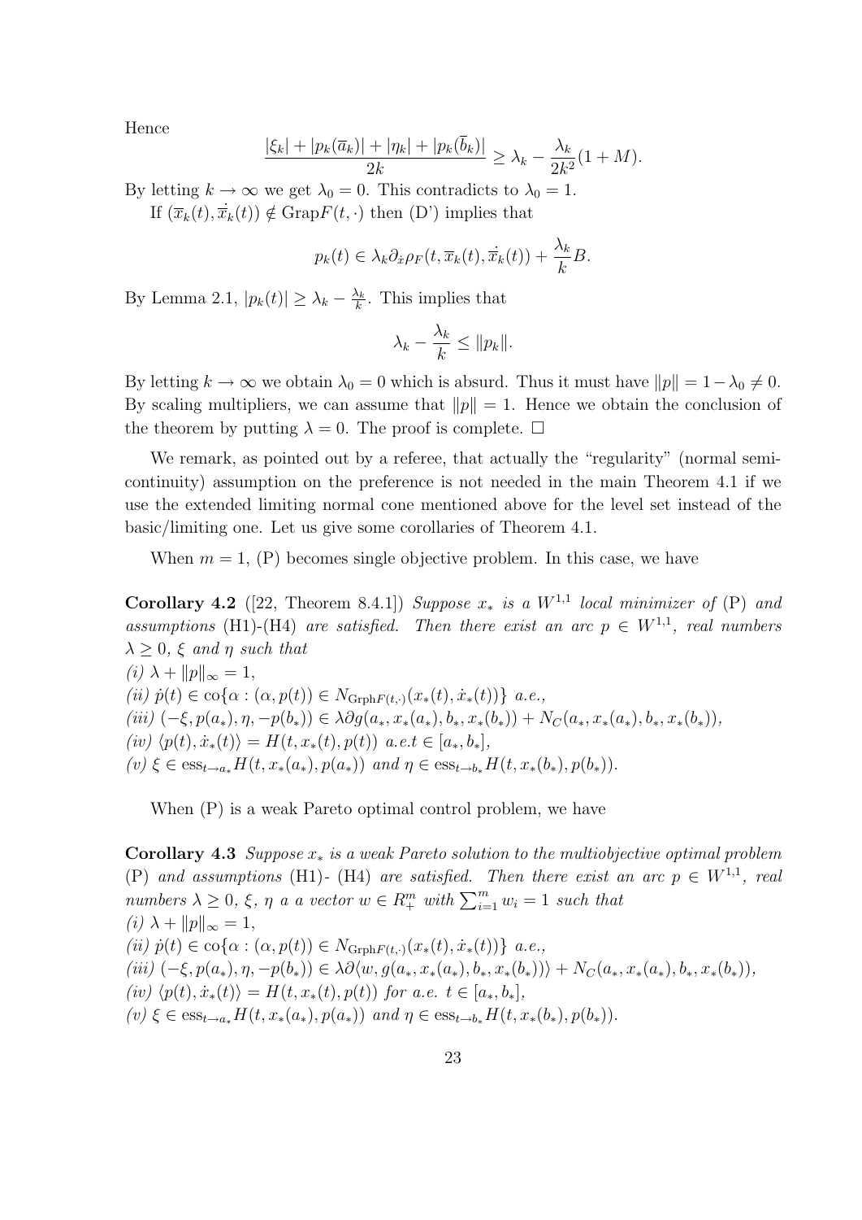Hence

$$\frac{|\xi_k| + |p_k(\overline{a}_k)| + |\eta_k| + |p_k(\overline{b}_k)|}{2k} \geq \lambda_k - \frac{\lambda_k}{2k^2}(1+M).$$

By letting $k \to \infty$ we get $\lambda_0 = 0$. This contradicts to $\lambda_0 = 1$.

If $(\overline{x}_k(t), \dot{\overline{x}}_k(t)) \notin \text{Grap}F(t, \cdot)$ then (D') implies that

$$p_k(t) \in \lambda_k \partial_{\dot{x}} \rho_F(t, \overline{x}_k(t), \dot{\overline{x}}_k(t)) + \frac{\lambda_k}{k} B.$$

By Lemma 2.1, $|p_k(t)| \geq \lambda_k - \frac{\lambda_k}{k}$. This implies that

$$\lambda_k - \frac{\lambda_k}{k} \leq \|p_k\|.$$

By letting $k \to \infty$ we obtain $\lambda_0 = 0$ which is absurd. Thus it must have $\|p\| = 1 - \lambda_0 \neq 0$. By scaling multipliers, we can assume that $\|p\| = 1$. Hence we obtain the conclusion of the theorem by putting $\lambda = 0$. The proof is complete. $\square$

We remark, as pointed out by a referee, that actually the "regularity" (normal semicontinuity) assumption on the preference is not needed in the main Theorem 4.1 if we use the extended limiting normal cone mentioned above for the level set instead of the basic/limiting one. Let us give some corollaries of Theorem 4.1.

When $m = 1$, (P) becomes single objective problem. In this case, we have

**Corollary 4.2** ([22, Theorem 8.4.1]) *Suppose $x_*$ is a $W^{1,1}$ local minimizer of* (P) *and assumptions* (H1)-(H4) *are satisfied. Then there exist an arc $p \in W^{1,1}$, real numbers $\lambda \geq 0$, $\xi$ and $\eta$ such that*

*(i)* $\lambda + \|p\|_\infty = 1$,

*(ii)* $\dot{p}(t) \in \text{co}\{\alpha : (\alpha, p(t)) \in N_{\text{Grph}F(t,\cdot)}(x_*(t), \dot{x}_*(t))\}$ *a.e.,*

*(iii)* $(-\xi, p(a_*), \eta, -p(b_*)) \in \lambda \partial g(a_*, x_*(a_*), b_*, x_*(b_*)) + N_C(a_*, x_*(a_*), b_*, x_*(b_*))$,

*(iv)* $\langle p(t), \dot{x}_*(t) \rangle = H(t, x_*(t), p(t))$ *a.e.* $t \in [a_*, b_*]$,

*(v)* $\xi \in \text{ess}_{t \to a_*} H(t, x_*(a_*), p(a_*))$ *and* $\eta \in \text{ess}_{t \to b_*} H(t, x_*(b_*), p(b_*))$.

When (P) is a weak Pareto optimal control problem, we have

**Corollary 4.3** *Suppose $x_*$ is a weak Pareto solution to the multiobjective optimal problem* (P) *and assumptions* (H1)- (H4) *are satisfied. Then there exist an arc $p \in W^{1,1}$, real numbers $\lambda \geq 0$, $\xi$, $\eta$ a a vector $w \in R^m_+$ with $\sum_{i=1}^m w_i = 1$ such that*

*(i)* $\lambda + \|p\|_\infty = 1$,

*(ii)* $\dot{p}(t) \in \text{co}\{\alpha : (\alpha, p(t)) \in N_{\text{Grph}F(t,\cdot)}(x_*(t), \dot{x}_*(t))\}$ *a.e.,*

*(iii)* $(-\xi, p(a_*), \eta, -p(b_*)) \in \lambda \partial \langle w, g(a_*, x_*(a_*), b_*, x_*(b_*)) \rangle + N_C(a_*, x_*(a_*), b_*, x_*(b_*))$,

*(iv)* $\langle p(t), \dot{x}_*(t) \rangle = H(t, x_*(t), p(t))$ *for a.e.* $t \in [a_*, b_*]$,

*(v)* $\xi \in \text{ess}_{t \to a_*} H(t, x_*(a_*), p(a_*))$ *and* $\eta \in \text{ess}_{t \to b_*} H(t, x_*(b_*), p(b_*))$.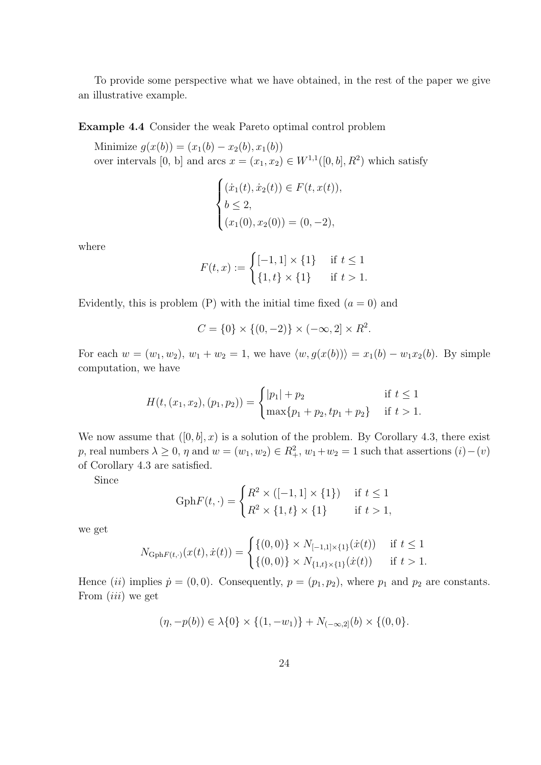To provide some perspective what we have obtained, in the rest of the paper we give an illustrative example.

**Example 4.4** Consider the weak Pareto optimal control problem

Minimize $g(x(b)) = (x_1(b) - x_2(b), x_1(b))$
over intervals [0, b] and arcs $x = (x_1, x_2) \in W^{1,1}([0, b], R^2)$ which satisfy

$$\begin{cases} (\dot{x}_1(t), \dot{x}_2(t)) \in F(t, x(t)), \\ b \leq 2, \\ (x_1(0), x_2(0)) = (0, -2), \end{cases}$$

where

$$F(t, x) := \begin{cases} [-1, 1] \times \{1\} & \text{if } t \leq 1 \\ \{1, t\} \times \{1\} & \text{if } t > 1. \end{cases}$$

Evidently, this is problem (P) with the initial time fixed ($a = 0$) and

$$C = \{0\} \times \{(0, -2)\} \times (-\infty, 2] \times R^2.$$

For each $w = (w_1, w_2)$, $w_1 + w_2 = 1$, we have $\langle w, g(x(b)) \rangle = x_1(b) - w_1 x_2(b)$. By simple computation, we have

$$H(t, (x_1, x_2), (p_1, p_2)) = \begin{cases} |p_1| + p_2 & \text{if } t \leq 1 \\ \max\{p_1 + p_2, tp_1 + p_2\} & \text{if } t > 1. \end{cases}$$

We now assume that $([0, b], x)$ is a solution of the problem. By Corollary 4.3, there exist $p$, real numbers $\lambda \geq 0$, $\eta$ and $w = (w_1, w_2) \in R^2_+$, $w_1 + w_2 = 1$ such that assertions $(i) - (v)$ of Corollary 4.3 are satisfied.

Since

$$\text{Gph}F(t, \cdot) = \begin{cases} R^2 \times ([-1, 1] \times \{1\}) & \text{if } t \leq 1 \\ R^2 \times \{1, t\} \times \{1\} & \text{if } t > 1, \end{cases}$$

we get

$$N_{\text{Gph}F(t,\cdot)}(x(t), \dot{x}(t)) = \begin{cases} \{(0, 0)\} \times N_{[-1,1]\times\{1\}}(\dot{x}(t)) & \text{if } t \leq 1 \\ \{(0, 0)\} \times N_{\{1,t\}\times\{1\}}(\dot{x}(t)) & \text{if } t > 1. \end{cases}$$

Hence $(ii)$ implies $\dot{p} = (0, 0)$. Consequently, $p = (p_1, p_2)$, where $p_1$ and $p_2$ are constants. From $(iii)$ we get

$$(\eta, -p(b)) \in \lambda\{0\} \times \{(1, -w_1)\} + N_{(-\infty,2]}(b) \times \{(0, 0\}.$$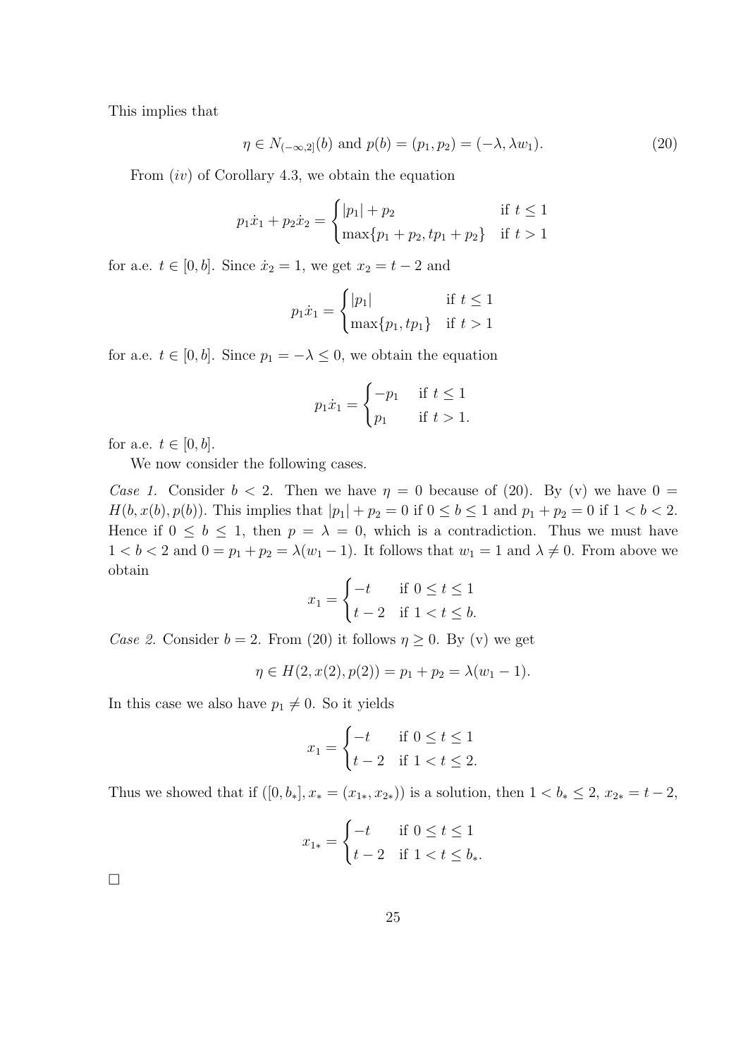This implies that

$$\eta \in N_{(-\infty,2]}(b) \text{ and } p(b) = (p_1, p_2) = (-\lambda, \lambda w_1). \tag{20}$$

From $(iv)$ of Corollary 4.3, we obtain the equation

$$p_1 \dot{x}_1 + p_2 \dot{x}_2 = \begin{cases} |p_1| + p_2 & \text{if } t \le 1 \\ \max\{p_1 + p_2, tp_1 + p_2\} & \text{if } t > 1 \end{cases}$$

for a.e. $t \in [0, b]$. Since $\dot{x}_2 = 1$, we get $x_2 = t - 2$ and

$$p_1 \dot{x}_1 = \begin{cases} |p_1| & \text{if } t \le 1 \\ \max\{p_1, tp_1\} & \text{if } t > 1 \end{cases}$$

for a.e. $t \in [0, b]$. Since $p_1 = -\lambda \le 0$, we obtain the equation

$$p_1 \dot{x}_1 = \begin{cases} -p_1 & \text{if } t \le 1 \\ p_1 & \text{if } t > 1. \end{cases}$$

for a.e. $t \in [0, b]$.

We now consider the following cases.

*Case 1.* Consider $b < 2$. Then we have $\eta = 0$ because of (20). By (v) we have $0 = H(b, x(b), p(b))$. This implies that $|p_1| + p_2 = 0$ if $0 \le b \le 1$ and $p_1 + p_2 = 0$ if $1 < b < 2$. Hence if $0 \le b \le 1$, then $p = \lambda = 0$, which is a contradiction. Thus we must have $1 < b < 2$ and $0 = p_1 + p_2 = \lambda(w_1 - 1)$. It follows that $w_1 = 1$ and $\lambda \ne 0$. From above we obtain

$$x_1 = \begin{cases} -t & \text{if } 0 \le t \le 1 \\ t - 2 & \text{if } 1 < t \le b. \end{cases}$$

*Case 2.* Consider $b = 2$. From (20) it follows $\eta \ge 0$. By (v) we get

$$\eta \in H(2, x(2), p(2)) = p_1 + p_2 = \lambda(w_1 - 1).$$

In this case we also have $p_1 \ne 0$. So it yields

$$x_1 = \begin{cases} -t & \text{if } 0 \le t \le 1 \\ t - 2 & \text{if } 1 < t \le 2. \end{cases}$$

Thus we showed that if $([0, b_*], x_* = (x_{1*}, x_{2*}))$ is a solution, then $1 < b_* \le 2$, $x_{2*} = t - 2$,

$$x_{1*} = \begin{cases} -t & \text{if } 0 \le t \le 1 \\ t - 2 & \text{if } 1 < t \le b_*. \end{cases}$$

□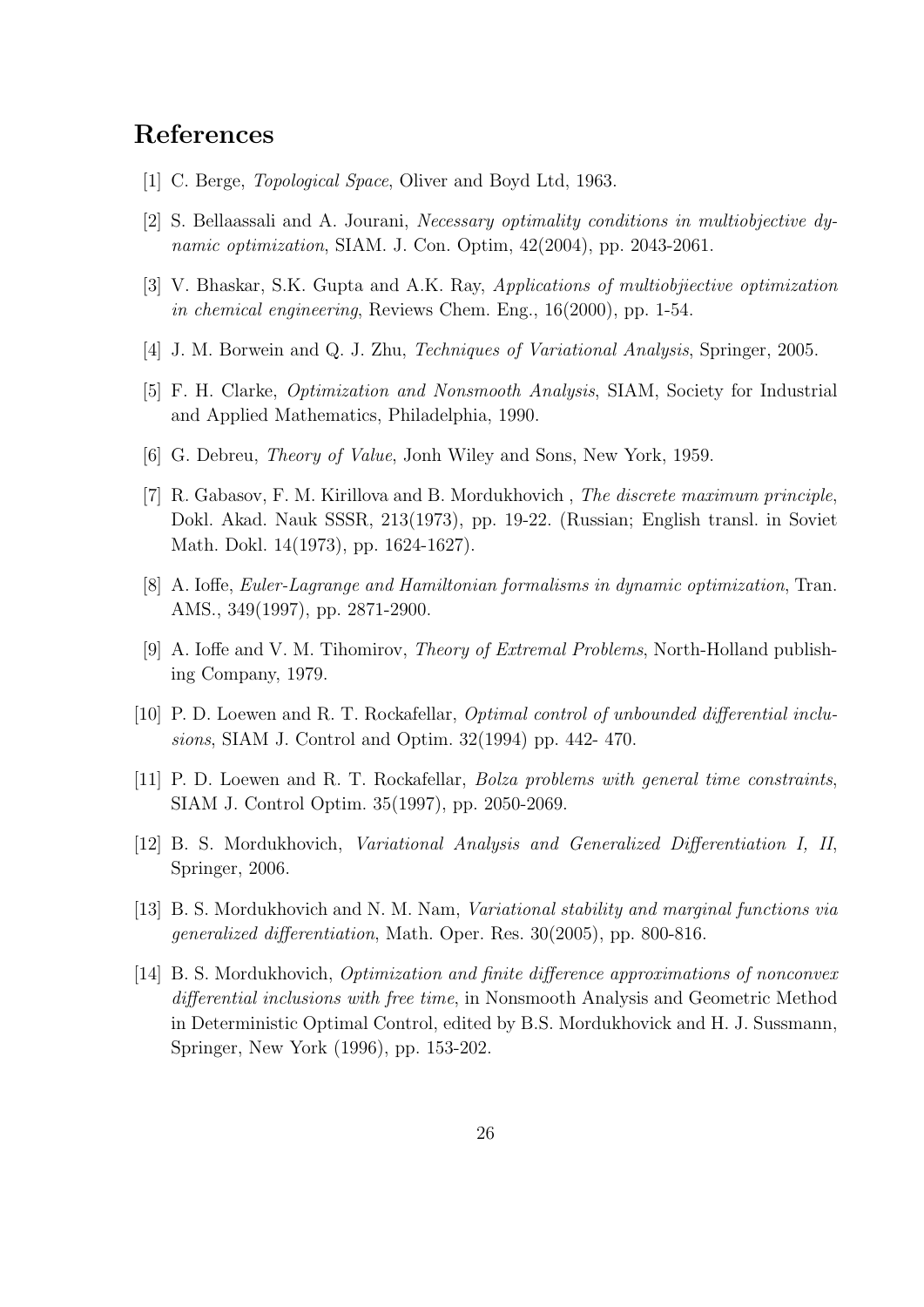## References

[1] C. Berge, *Topological Space*, Oliver and Boyd Ltd, 1963.

[2] S. Bellaassali and A. Jourani, *Necessary optimality conditions in multiobjective dynamic optimization*, SIAM. J. Con. Optim, 42(2004), pp. 2043-2061.

[3] V. Bhaskar, S.K. Gupta and A.K. Ray, *Applications of multiobjiective optimization in chemical engineering*, Reviews Chem. Eng., 16(2000), pp. 1-54.

[4] J. M. Borwein and Q. J. Zhu, *Techniques of Variational Analysis*, Springer, 2005.

[5] F. H. Clarke, *Optimization and Nonsmooth Analysis*, SIAM, Society for Industrial and Applied Mathematics, Philadelphia, 1990.

[6] G. Debreu, *Theory of Value*, Jonh Wiley and Sons, New York, 1959.

[7] R. Gabasov, F. M. Kirillova and B. Mordukhovich , *The discrete maximum principle*, Dokl. Akad. Nauk SSSR, 213(1973), pp. 19-22. (Russian; English transl. in Soviet Math. Dokl. 14(1973), pp. 1624-1627).

[8] A. Ioffe, *Euler-Lagrange and Hamiltonian formalisms in dynamic optimization*, Tran. AMS., 349(1997), pp. 2871-2900.

[9] A. Ioffe and V. M. Tihomirov, *Theory of Extremal Problems*, North-Holland publishing Company, 1979.

[10] P. D. Loewen and R. T. Rockafellar, *Optimal control of unbounded differential inclusions*, SIAM J. Control and Optim. 32(1994) pp. 442- 470.

[11] P. D. Loewen and R. T. Rockafellar, *Bolza problems with general time constraints*, SIAM J. Control Optim. 35(1997), pp. 2050-2069.

[12] B. S. Mordukhovich, *Variational Analysis and Generalized Differentiation I, II*, Springer, 2006.

[13] B. S. Mordukhovich and N. M. Nam, *Variational stability and marginal functions via generalized differentiation*, Math. Oper. Res. 30(2005), pp. 800-816.

[14] B. S. Mordukhovich, *Optimization and finite difference approximations of nonconvex differential inclusions with free time*, in Nonsmooth Analysis and Geometric Method in Deterministic Optimal Control, edited by B.S. Mordukhovick and H. J. Sussmann, Springer, New York (1996), pp. 153-202.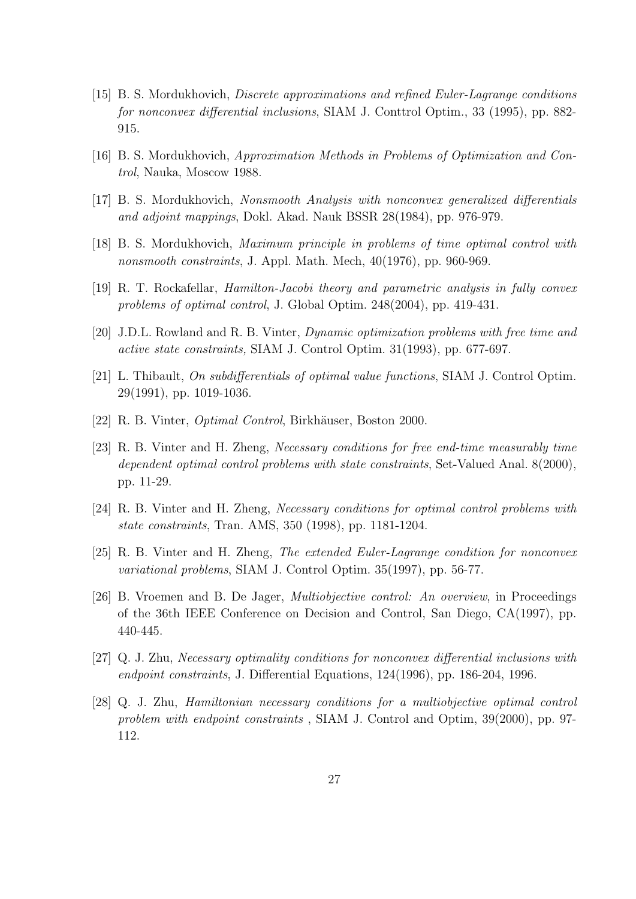[15] B. S. Mordukhovich, *Discrete approximations and refined Euler-Lagrange conditions for nonconvex differential inclusions*, SIAM J. Conttrol Optim., 33 (1995), pp. 882-915.

[16] B. S. Mordukhovich, *Approximation Methods in Problems of Optimization and Control*, Nauka, Moscow 1988.

[17] B. S. Mordukhovich, *Nonsmooth Analysis with nonconvex generalized differentials and adjoint mappings*, Dokl. Akad. Nauk BSSR 28(1984), pp. 976-979.

[18] B. S. Mordukhovich, *Maximum principle in problems of time optimal control with nonsmooth constraints*, J. Appl. Math. Mech, 40(1976), pp. 960-969.

[19] R. T. Rockafellar, *Hamilton-Jacobi theory and parametric analysis in fully convex problems of optimal control*, J. Global Optim. 248(2004), pp. 419-431.

[20] J.D.L. Rowland and R. B. Vinter, *Dynamic optimization problems with free time and active state constraints,* SIAM J. Control Optim. 31(1993), pp. 677-697.

[21] L. Thibault, *On subdifferentials of optimal value functions*, SIAM J. Control Optim. 29(1991), pp. 1019-1036.

[22] R. B. Vinter, *Optimal Control*, Birkhäuser, Boston 2000.

[23] R. B. Vinter and H. Zheng, *Necessary conditions for free end-time measurably time dependent optimal control problems with state constraints*, Set-Valued Anal. 8(2000), pp. 11-29.

[24] R. B. Vinter and H. Zheng, *Necessary conditions for optimal control problems with state constraints*, Tran. AMS, 350 (1998), pp. 1181-1204.

[25] R. B. Vinter and H. Zheng, *The extended Euler-Lagrange condition for nonconvex variational problems*, SIAM J. Control Optim. 35(1997), pp. 56-77.

[26] B. Vroemen and B. De Jager, *Multiobjective control: An overview*, in Proceedings of the 36th IEEE Conference on Decision and Control, San Diego, CA(1997), pp. 440-445.

[27] Q. J. Zhu, *Necessary optimality conditions for nonconvex differential inclusions with endpoint constraints*, J. Differential Equations, 124(1996), pp. 186-204, 1996.

[28] Q. J. Zhu, *Hamiltonian necessary conditions for a multiobjective optimal control problem with endpoint constraints* , SIAM J. Control and Optim, 39(2000), pp. 97-112.